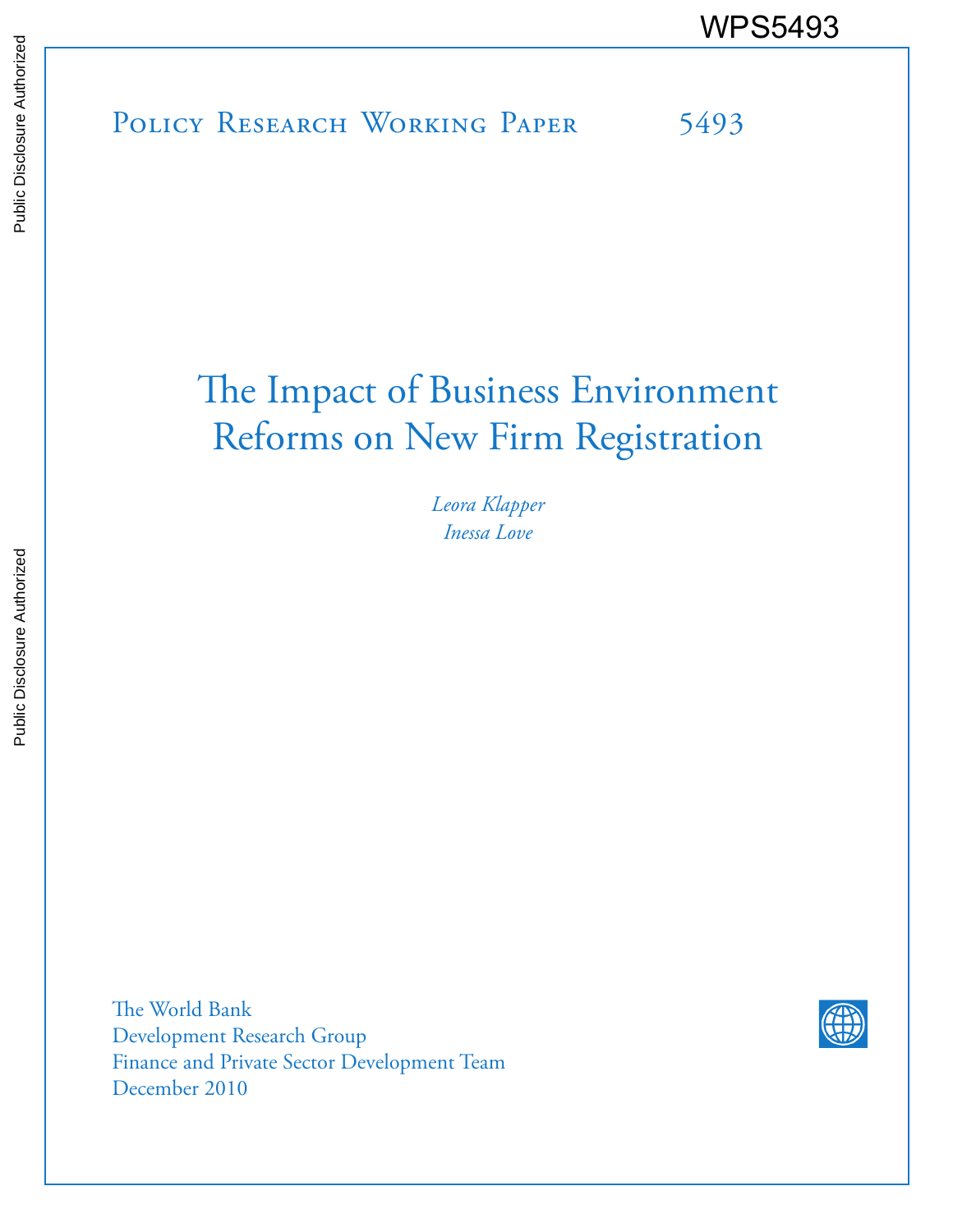WPS5493

Policy Research Working Paper 5493

# The Impact of Business Environment Reforms on New Firm Registration

*Leora Klapper*

*Inessa Love*

The World Bank
Development Research Group
Finance and Private Sector Development Team
December 2010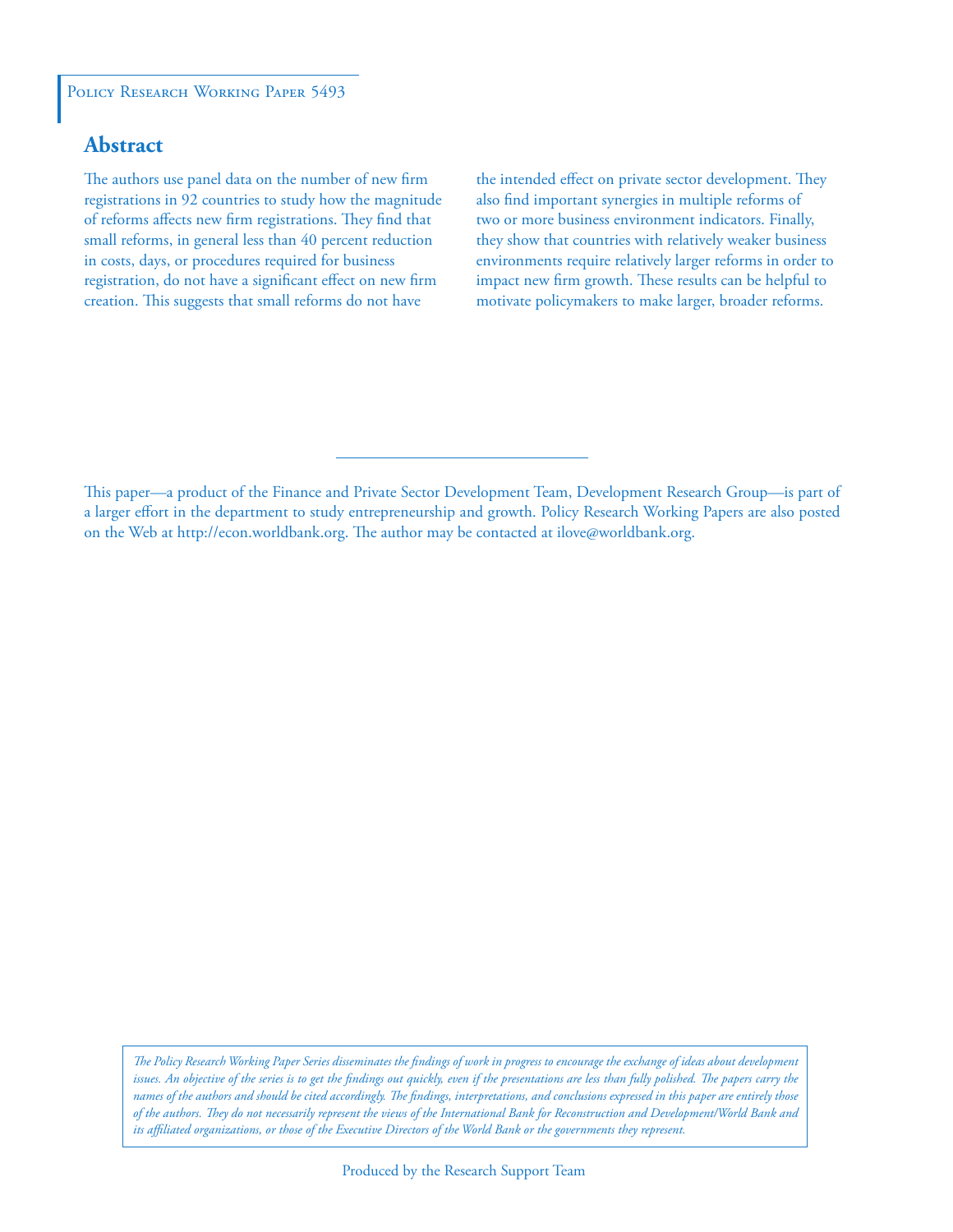Policy Research Working Paper 5493

## Abstract

The authors use panel data on the number of new firm registrations in 92 countries to study how the magnitude of reforms affects new firm registrations. They find that small reforms, in general less than 40 percent reduction in costs, days, or procedures required for business registration, do not have a significant effect on new firm creation. This suggests that small reforms do not have the intended effect on private sector development. They also find important synergies in multiple reforms of two or more business environment indicators. Finally, they show that countries with relatively weaker business environments require relatively larger reforms in order to impact new firm growth. These results can be helpful to motivate policymakers to make larger, broader reforms.

This paper—a product of the Finance and Private Sector Development Team, Development Research Group—is part of a larger effort in the department to study entrepreneurship and growth. Policy Research Working Papers are also posted on the Web at http://econ.worldbank.org. The author may be contacted at ilove@worldbank.org.

*The Policy Research Working Paper Series disseminates the findings of work in progress to encourage the exchange of ideas about development issues. An objective of the series is to get the findings out quickly, even if the presentations are less than fully polished. The papers carry the names of the authors and should be cited accordingly. The findings, interpretations, and conclusions expressed in this paper are entirely those of the authors. They do not necessarily represent the views of the International Bank for Reconstruction and Development/World Bank and its affiliated organizations, or those of the Executive Directors of the World Bank or the governments they represent.*

Produced by the Research Support Team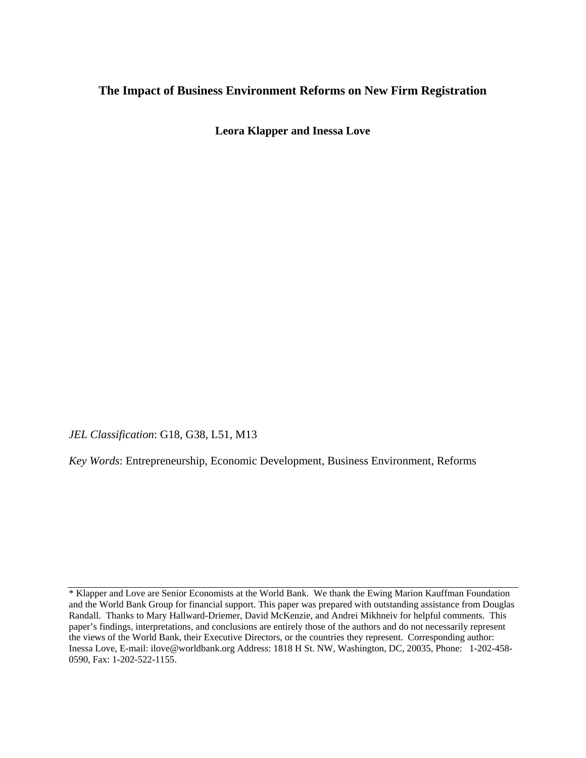# The Impact of Business Environment Reforms on New Firm Registration

**Leora Klapper and Inessa Love**

*JEL Classification*: G18, G38, L51, M13

*Key Words*: Entrepreneurship, Economic Development, Business Environment, Reforms

---

\* Klapper and Love are Senior Economists at the World Bank. We thank the Ewing Marion Kauffman Foundation and the World Bank Group for financial support. This paper was prepared with outstanding assistance from Douglas Randall. Thanks to Mary Hallward-Driemer, David McKenzie, and Andrei Mikhneiv for helpful comments. This paper's findings, interpretations, and conclusions are entirely those of the authors and do not necessarily represent the views of the World Bank, their Executive Directors, or the countries they represent. Corresponding author: Inessa Love, E-mail: ilove@worldbank.org Address: 1818 H St. NW, Washington, DC, 20035, Phone: 1-202-458-0590, Fax: 1-202-522-1155.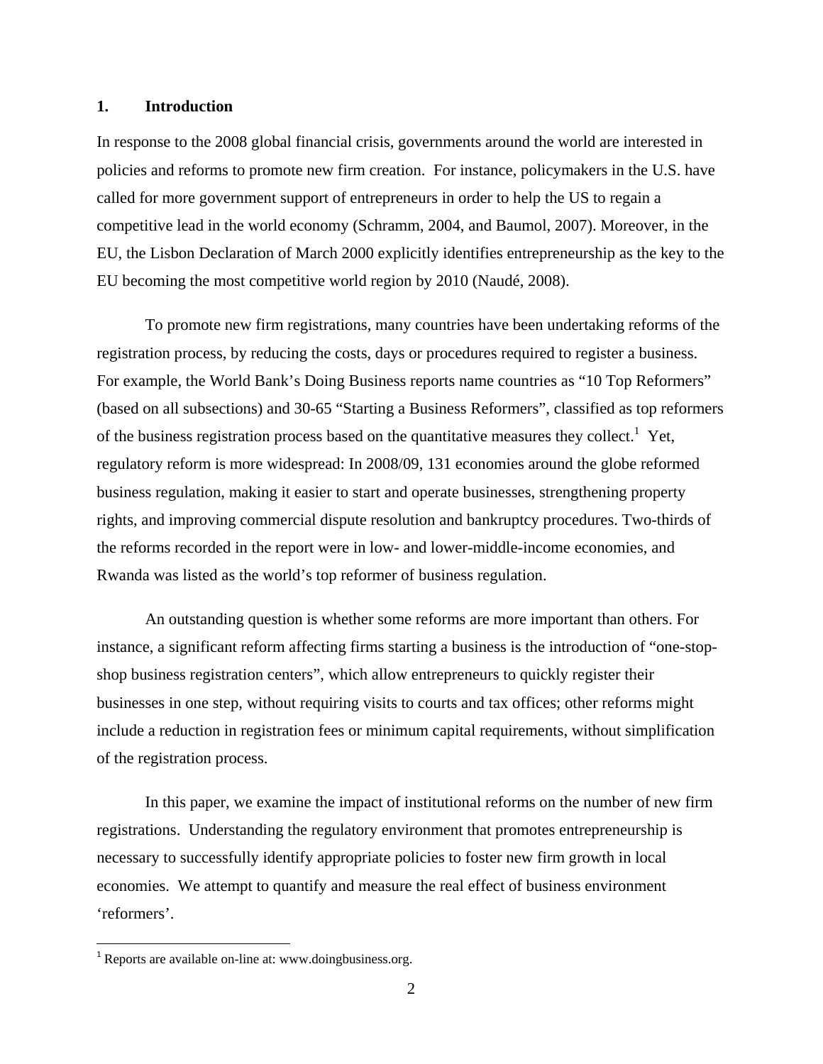## 1. Introduction

In response to the 2008 global financial crisis, governments around the world are interested in policies and reforms to promote new firm creation. For instance, policymakers in the U.S. have called for more government support of entrepreneurs in order to help the US to regain a competitive lead in the world economy (Schramm, 2004, and Baumol, 2007). Moreover, in the EU, the Lisbon Declaration of March 2000 explicitly identifies entrepreneurship as the key to the EU becoming the most competitive world region by 2010 (Naudé, 2008).

To promote new firm registrations, many countries have been undertaking reforms of the registration process, by reducing the costs, days or procedures required to register a business. For example, the World Bank's Doing Business reports name countries as "10 Top Reformers" (based on all subsections) and 30-65 "Starting a Business Reformers", classified as top reformers of the business registration process based on the quantitative measures they collect.[1] Yet, regulatory reform is more widespread: In 2008/09, 131 economies around the globe reformed business regulation, making it easier to start and operate businesses, strengthening property rights, and improving commercial dispute resolution and bankruptcy procedures. Two-thirds of the reforms recorded in the report were in low- and lower-middle-income economies, and Rwanda was listed as the world's top reformer of business regulation.

An outstanding question is whether some reforms are more important than others. For instance, a significant reform affecting firms starting a business is the introduction of "one-stop-shop business registration centers", which allow entrepreneurs to quickly register their businesses in one step, without requiring visits to courts and tax offices; other reforms might include a reduction in registration fees or minimum capital requirements, without simplification of the registration process.

In this paper, we examine the impact of institutional reforms on the number of new firm registrations. Understanding the regulatory environment that promotes entrepreneurship is necessary to successfully identify appropriate policies to foster new firm growth in local economies. We attempt to quantify and measure the real effect of business environment 'reformers'.

[1] Reports are available on-line at: www.doingbusiness.org.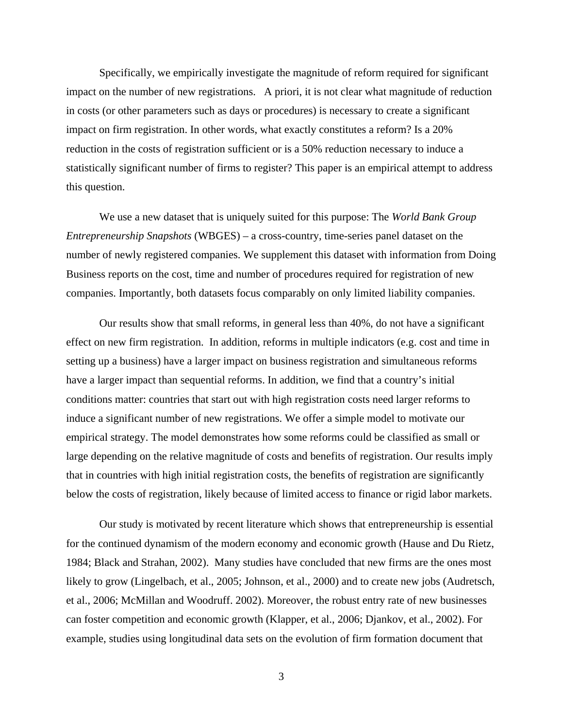Specifically, we empirically investigate the magnitude of reform required for significant impact on the number of new registrations. A priori, it is not clear what magnitude of reduction in costs (or other parameters such as days or procedures) is necessary to create a significant impact on firm registration. In other words, what exactly constitutes a reform? Is a 20% reduction in the costs of registration sufficient or is a 50% reduction necessary to induce a statistically significant number of firms to register? This paper is an empirical attempt to address this question.

We use a new dataset that is uniquely suited for this purpose: The *World Bank Group Entrepreneurship Snapshots* (WBGES) – a cross-country, time-series panel dataset on the number of newly registered companies. We supplement this dataset with information from Doing Business reports on the cost, time and number of procedures required for registration of new companies. Importantly, both datasets focus comparably on only limited liability companies.

Our results show that small reforms, in general less than 40%, do not have a significant effect on new firm registration. In addition, reforms in multiple indicators (e.g. cost and time in setting up a business) have a larger impact on business registration and simultaneous reforms have a larger impact than sequential reforms. In addition, we find that a country's initial conditions matter: countries that start out with high registration costs need larger reforms to induce a significant number of new registrations. We offer a simple model to motivate our empirical strategy. The model demonstrates how some reforms could be classified as small or large depending on the relative magnitude of costs and benefits of registration. Our results imply that in countries with high initial registration costs, the benefits of registration are significantly below the costs of registration, likely because of limited access to finance or rigid labor markets.

Our study is motivated by recent literature which shows that entrepreneurship is essential for the continued dynamism of the modern economy and economic growth (Hause and Du Rietz, 1984; Black and Strahan, 2002). Many studies have concluded that new firms are the ones most likely to grow (Lingelbach, et al., 2005; Johnson, et al., 2000) and to create new jobs (Audretsch, et al., 2006; McMillan and Woodruff. 2002). Moreover, the robust entry rate of new businesses can foster competition and economic growth (Klapper, et al., 2006; Djankov, et al., 2002). For example, studies using longitudinal data sets on the evolution of firm formation document that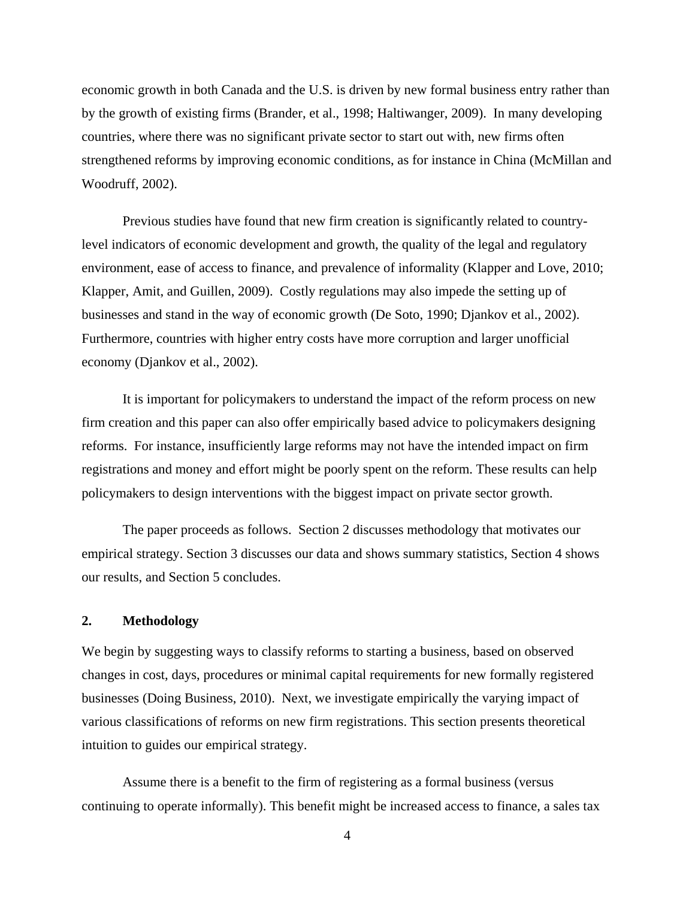economic growth in both Canada and the U.S. is driven by new formal business entry rather than by the growth of existing firms (Brander, et al., 1998; Haltiwanger, 2009). In many developing countries, where there was no significant private sector to start out with, new firms often strengthened reforms by improving economic conditions, as for instance in China (McMillan and Woodruff, 2002).

Previous studies have found that new firm creation is significantly related to country-level indicators of economic development and growth, the quality of the legal and regulatory environment, ease of access to finance, and prevalence of informality (Klapper and Love, 2010; Klapper, Amit, and Guillen, 2009). Costly regulations may also impede the setting up of businesses and stand in the way of economic growth (De Soto, 1990; Djankov et al., 2002). Furthermore, countries with higher entry costs have more corruption and larger unofficial economy (Djankov et al., 2002).

It is important for policymakers to understand the impact of the reform process on new firm creation and this paper can also offer empirically based advice to policymakers designing reforms. For instance, insufficiently large reforms may not have the intended impact on firm registrations and money and effort might be poorly spent on the reform. These results can help policymakers to design interventions with the biggest impact on private sector growth.

The paper proceeds as follows. Section 2 discusses methodology that motivates our empirical strategy. Section 3 discusses our data and shows summary statistics, Section 4 shows our results, and Section 5 concludes.

## 2. Methodology

We begin by suggesting ways to classify reforms to starting a business, based on observed changes in cost, days, procedures or minimal capital requirements for new formally registered businesses (Doing Business, 2010). Next, we investigate empirically the varying impact of various classifications of reforms on new firm registrations. This section presents theoretical intuition to guides our empirical strategy.

Assume there is a benefit to the firm of registering as a formal business (versus continuing to operate informally). This benefit might be increased access to finance, a sales tax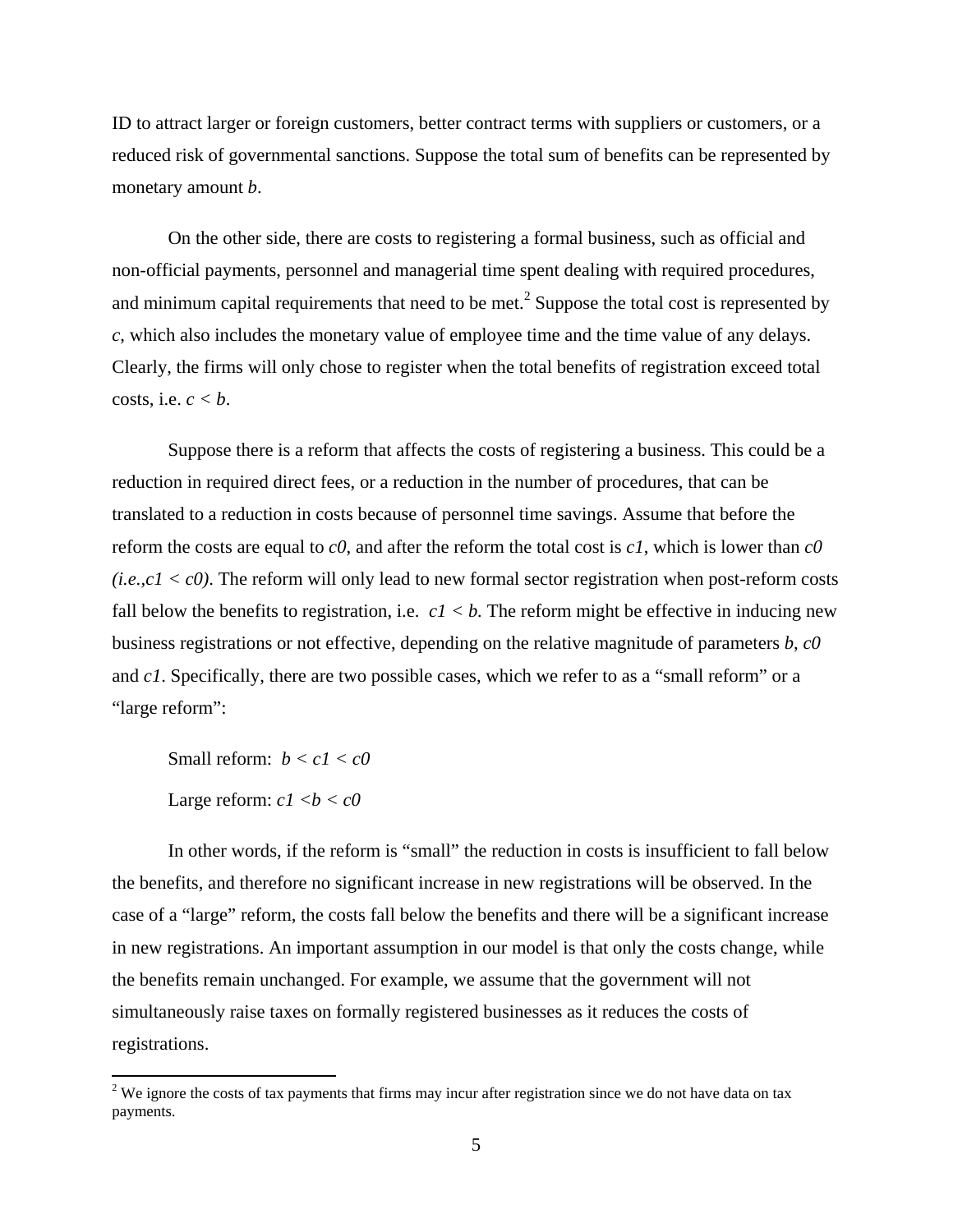ID to attract larger or foreign customers, better contract terms with suppliers or customers, or a reduced risk of governmental sanctions. Suppose the total sum of benefits can be represented by monetary amount $b$.

On the other side, there are costs to registering a formal business, such as official and non-official payments, personnel and managerial time spent dealing with required procedures, and minimum capital requirements that need to be met.[2] Suppose the total cost is represented by $c$, which also includes the monetary value of employee time and the time value of any delays. Clearly, the firms will only chose to register when the total benefits of registration exceed total costs, i.e. $c < b$.

Suppose there is a reform that affects the costs of registering a business. This could be a reduction in required direct fees, or a reduction in the number of procedures, that can be translated to a reduction in costs because of personnel time savings. Assume that before the reform the costs are equal to $c0$, and after the reform the total cost is $c1$, which is lower than $c0$ (i.e., $c1 < c0$). The reform will only lead to new formal sector registration when post-reform costs fall below the benefits to registration, i.e. $c1 < b$. The reform might be effective in inducing new business registrations or not effective, depending on the relative magnitude of parameters $b$, $c0$ and $c1$. Specifically, there are two possible cases, which we refer to as a "small reform" or a "large reform":

Small reform: $b < c1 < c0$

Large reform: $c1 < b < c0$

In other words, if the reform is "small" the reduction in costs is insufficient to fall below the benefits, and therefore no significant increase in new registrations will be observed. In the case of a "large" reform, the costs fall below the benefits and there will be a significant increase in new registrations. An important assumption in our model is that only the costs change, while the benefits remain unchanged. For example, we assume that the government will not simultaneously raise taxes on formally registered businesses as it reduces the costs of registrations.

[2] We ignore the costs of tax payments that firms may incur after registration since we do not have data on tax payments.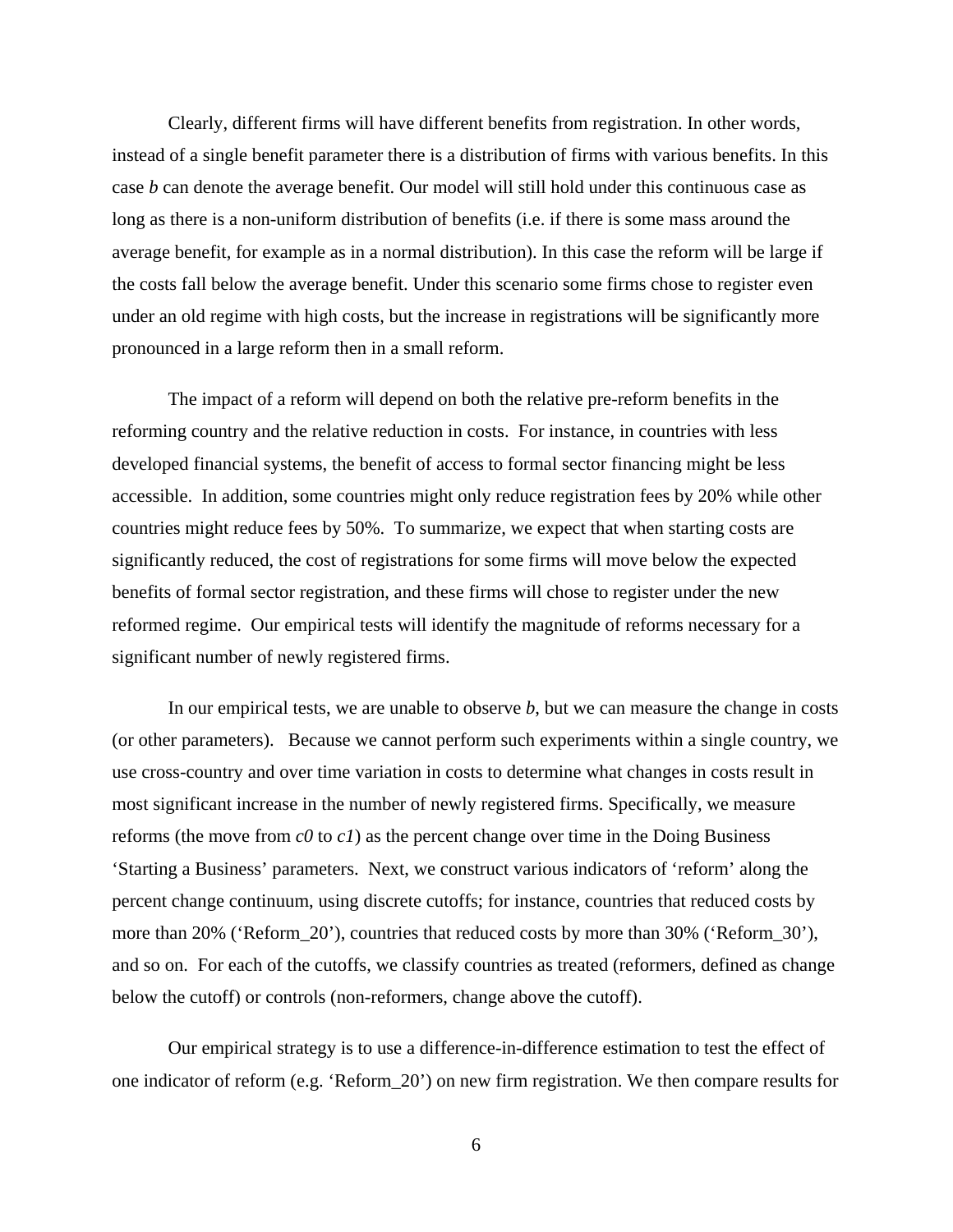Clearly, different firms will have different benefits from registration. In other words, instead of a single benefit parameter there is a distribution of firms with various benefits. In this case $b$ can denote the average benefit. Our model will still hold under this continuous case as long as there is a non-uniform distribution of benefits (i.e. if there is some mass around the average benefit, for example as in a normal distribution). In this case the reform will be large if the costs fall below the average benefit. Under this scenario some firms chose to register even under an old regime with high costs, but the increase in registrations will be significantly more pronounced in a large reform then in a small reform.

The impact of a reform will depend on both the relative pre-reform benefits in the reforming country and the relative reduction in costs. For instance, in countries with less developed financial systems, the benefit of access to formal sector financing might be less accessible. In addition, some countries might only reduce registration fees by 20% while other countries might reduce fees by 50%. To summarize, we expect that when starting costs are significantly reduced, the cost of registrations for some firms will move below the expected benefits of formal sector registration, and these firms will chose to register under the new reformed regime. Our empirical tests will identify the magnitude of reforms necessary for a significant number of newly registered firms.

In our empirical tests, we are unable to observe $b$, but we can measure the change in costs (or other parameters). Because we cannot perform such experiments within a single country, we use cross-country and over time variation in costs to determine what changes in costs result in most significant increase in the number of newly registered firms. Specifically, we measure reforms (the move from $c0$ to $c1$) as the percent change over time in the Doing Business 'Starting a Business' parameters. Next, we construct various indicators of 'reform' along the percent change continuum, using discrete cutoffs; for instance, countries that reduced costs by more than 20% ('Reform_20'), countries that reduced costs by more than 30% ('Reform_30'), and so on. For each of the cutoffs, we classify countries as treated (reformers, defined as change below the cutoff) or controls (non-reformers, change above the cutoff).

Our empirical strategy is to use a difference-in-difference estimation to test the effect of one indicator of reform (e.g. 'Reform_20') on new firm registration. We then compare results for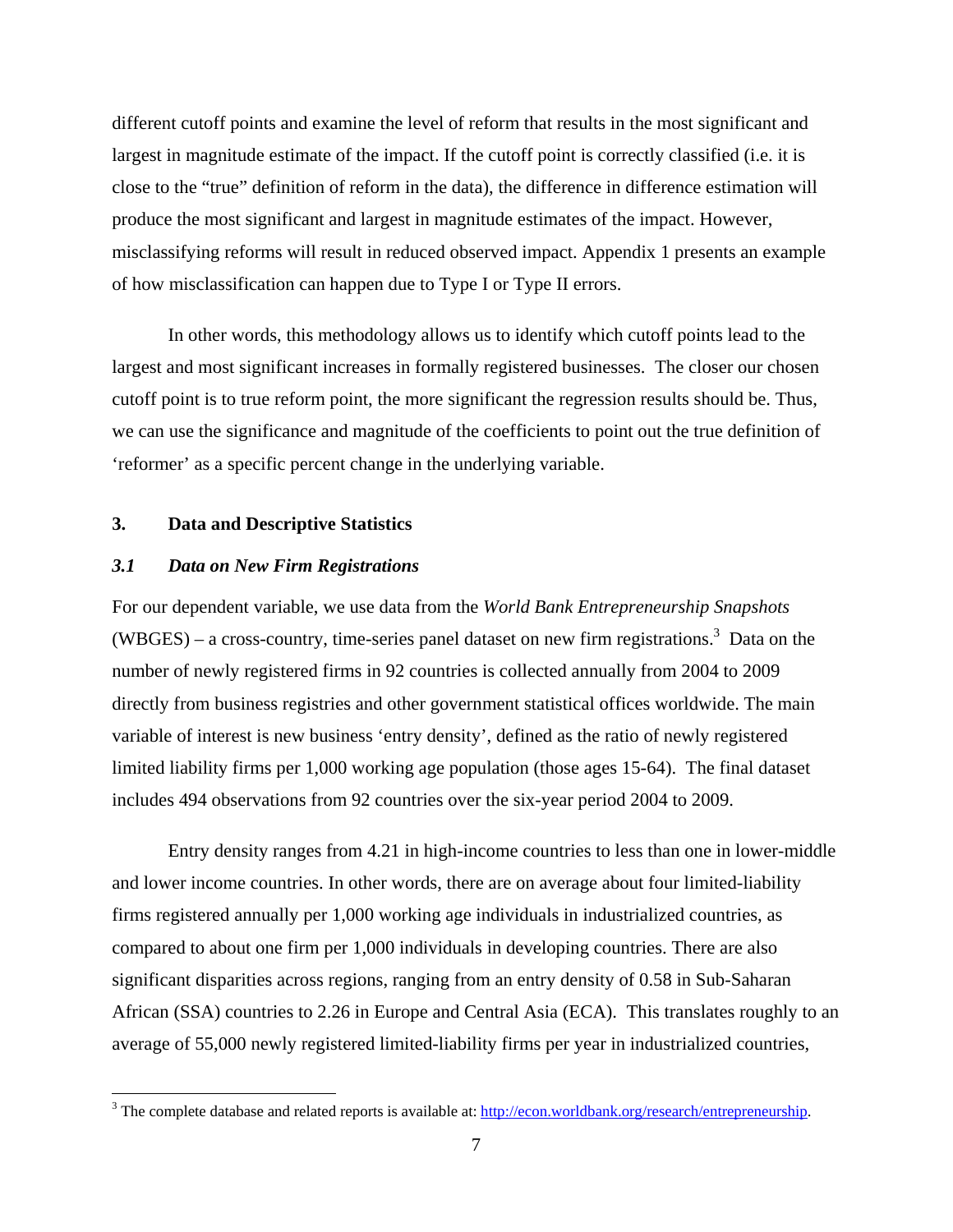different cutoff points and examine the level of reform that results in the most significant and largest in magnitude estimate of the impact. If the cutoff point is correctly classified (i.e. it is close to the "true" definition of reform in the data), the difference in difference estimation will produce the most significant and largest in magnitude estimates of the impact. However, misclassifying reforms will result in reduced observed impact. Appendix 1 presents an example of how misclassification can happen due to Type I or Type II errors.

In other words, this methodology allows us to identify which cutoff points lead to the largest and most significant increases in formally registered businesses. The closer our chosen cutoff point is to true reform point, the more significant the regression results should be. Thus, we can use the significance and magnitude of the coefficients to point out the true definition of 'reformer' as a specific percent change in the underlying variable.

## 3. Data and Descriptive Statistics

### *3.1 Data on New Firm Registrations*

For our dependent variable, we use data from the *World Bank Entrepreneurship Snapshots* (WBGES) – a cross-country, time-series panel dataset on new firm registrations.[3] Data on the number of newly registered firms in 92 countries is collected annually from 2004 to 2009 directly from business registries and other government statistical offices worldwide. The main variable of interest is new business 'entry density', defined as the ratio of newly registered limited liability firms per 1,000 working age population (those ages 15-64). The final dataset includes 494 observations from 92 countries over the six-year period 2004 to 2009.

Entry density ranges from 4.21 in high-income countries to less than one in lower-middle and lower income countries. In other words, there are on average about four limited-liability firms registered annually per 1,000 working age individuals in industrialized countries, as compared to about one firm per 1,000 individuals in developing countries. There are also significant disparities across regions, ranging from an entry density of 0.58 in Sub-Saharan African (SSA) countries to 2.26 in Europe and Central Asia (ECA). This translates roughly to an average of 55,000 newly registered limited-liability firms per year in industrialized countries,

[3] The complete database and related reports is available at: http://econ.worldbank.org/research/entrepreneurship.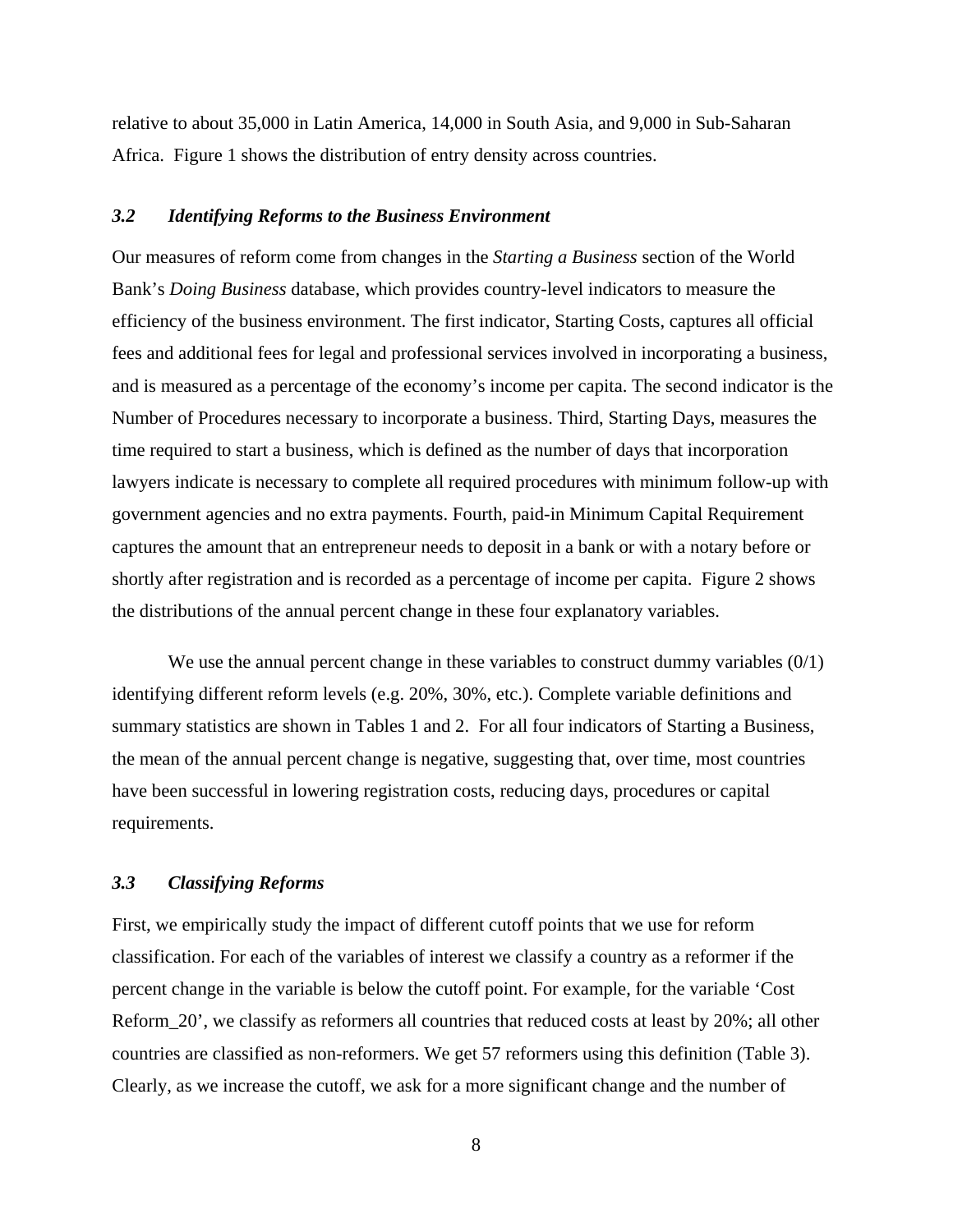relative to about 35,000 in Latin America, 14,000 in South Asia, and 9,000 in Sub-Saharan Africa. Figure 1 shows the distribution of entry density across countries.

### *3.2 Identifying Reforms to the Business Environment*

Our measures of reform come from changes in the *Starting a Business* section of the World Bank's *Doing Business* database, which provides country-level indicators to measure the efficiency of the business environment. The first indicator, Starting Costs, captures all official fees and additional fees for legal and professional services involved in incorporating a business, and is measured as a percentage of the economy's income per capita. The second indicator is the Number of Procedures necessary to incorporate a business. Third, Starting Days, measures the time required to start a business, which is defined as the number of days that incorporation lawyers indicate is necessary to complete all required procedures with minimum follow-up with government agencies and no extra payments. Fourth, paid-in Minimum Capital Requirement captures the amount that an entrepreneur needs to deposit in a bank or with a notary before or shortly after registration and is recorded as a percentage of income per capita. Figure 2 shows the distributions of the annual percent change in these four explanatory variables.

We use the annual percent change in these variables to construct dummy variables (0/1) identifying different reform levels (e.g. 20%, 30%, etc.). Complete variable definitions and summary statistics are shown in Tables 1 and 2. For all four indicators of Starting a Business, the mean of the annual percent change is negative, suggesting that, over time, most countries have been successful in lowering registration costs, reducing days, procedures or capital requirements.

### *3.3 Classifying Reforms*

First, we empirically study the impact of different cutoff points that we use for reform classification. For each of the variables of interest we classify a country as a reformer if the percent change in the variable is below the cutoff point. For example, for the variable 'Cost Reform_20', we classify as reformers all countries that reduced costs at least by 20%; all other countries are classified as non-reformers. We get 57 reformers using this definition (Table 3). Clearly, as we increase the cutoff, we ask for a more significant change and the number of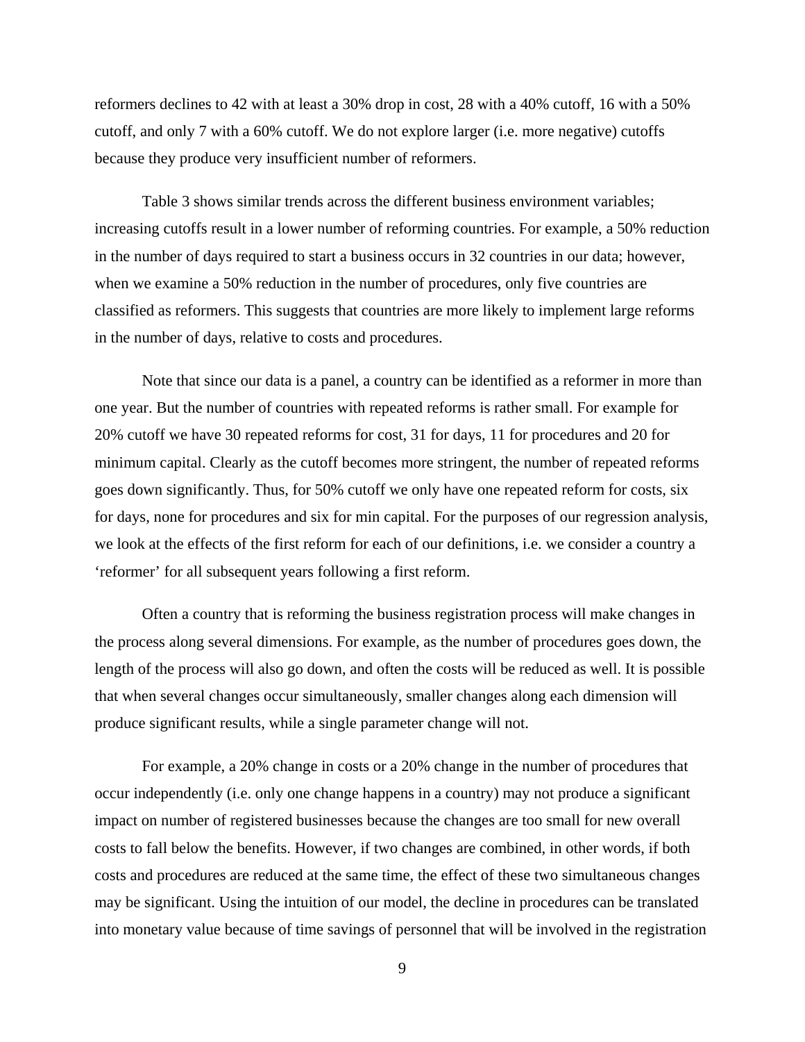reformers declines to 42 with at least a 30% drop in cost, 28 with a 40% cutoff, 16 with a 50% cutoff, and only 7 with a 60% cutoff. We do not explore larger (i.e. more negative) cutoffs because they produce very insufficient number of reformers.

Table 3 shows similar trends across the different business environment variables; increasing cutoffs result in a lower number of reforming countries. For example, a 50% reduction in the number of days required to start a business occurs in 32 countries in our data; however, when we examine a 50% reduction in the number of procedures, only five countries are classified as reformers. This suggests that countries are more likely to implement large reforms in the number of days, relative to costs and procedures.

Note that since our data is a panel, a country can be identified as a reformer in more than one year. But the number of countries with repeated reforms is rather small. For example for 20% cutoff we have 30 repeated reforms for cost, 31 for days, 11 for procedures and 20 for minimum capital. Clearly as the cutoff becomes more stringent, the number of repeated reforms goes down significantly. Thus, for 50% cutoff we only have one repeated reform for costs, six for days, none for procedures and six for min capital. For the purposes of our regression analysis, we look at the effects of the first reform for each of our definitions, i.e. we consider a country a 'reformer' for all subsequent years following a first reform.

Often a country that is reforming the business registration process will make changes in the process along several dimensions. For example, as the number of procedures goes down, the length of the process will also go down, and often the costs will be reduced as well. It is possible that when several changes occur simultaneously, smaller changes along each dimension will produce significant results, while a single parameter change will not.

For example, a 20% change in costs or a 20% change in the number of procedures that occur independently (i.e. only one change happens in a country) may not produce a significant impact on number of registered businesses because the changes are too small for new overall costs to fall below the benefits. However, if two changes are combined, in other words, if both costs and procedures are reduced at the same time, the effect of these two simultaneous changes may be significant. Using the intuition of our model, the decline in procedures can be translated into monetary value because of time savings of personnel that will be involved in the registration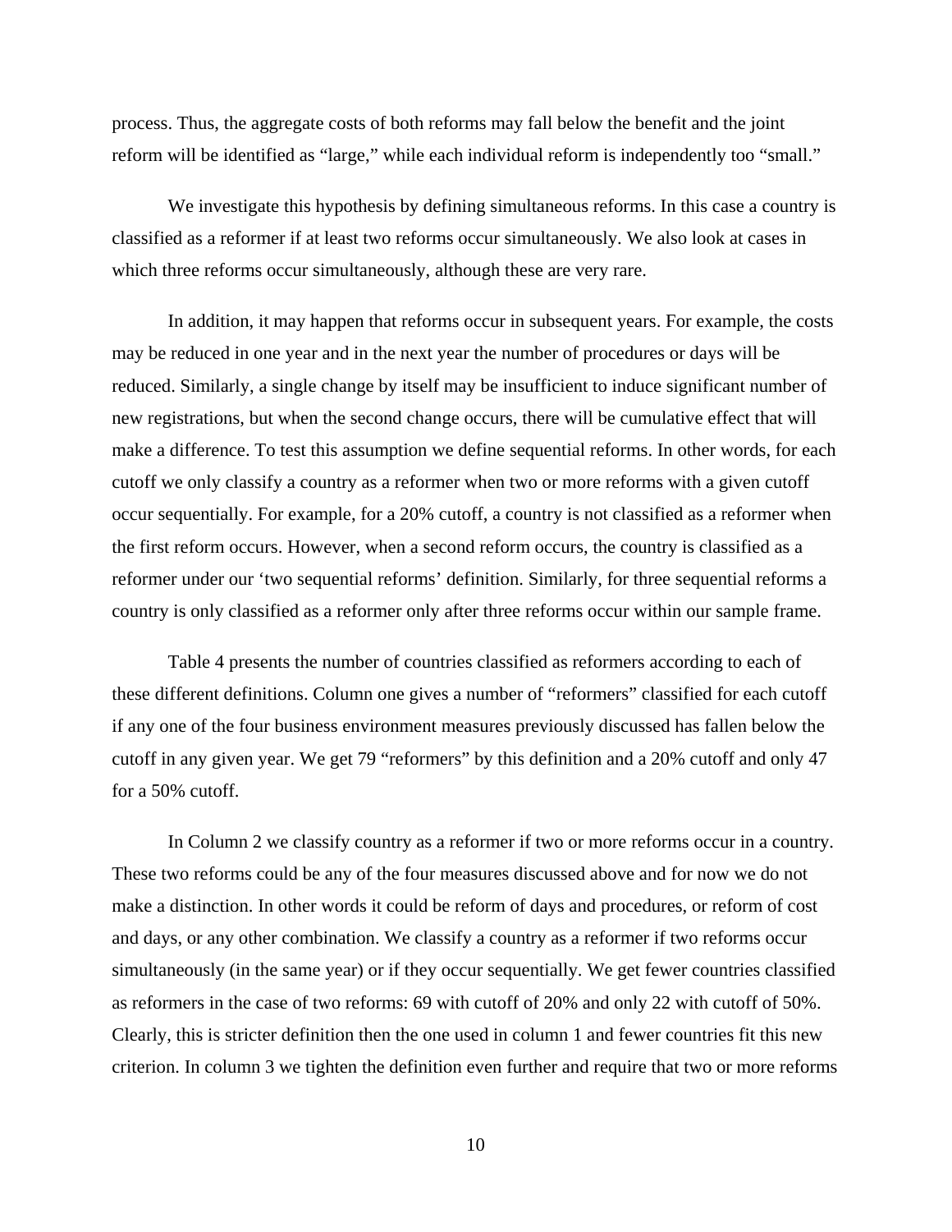process. Thus, the aggregate costs of both reforms may fall below the benefit and the joint reform will be identified as "large," while each individual reform is independently too "small."

We investigate this hypothesis by defining simultaneous reforms. In this case a country is classified as a reformer if at least two reforms occur simultaneously. We also look at cases in which three reforms occur simultaneously, although these are very rare.

In addition, it may happen that reforms occur in subsequent years. For example, the costs may be reduced in one year and in the next year the number of procedures or days will be reduced. Similarly, a single change by itself may be insufficient to induce significant number of new registrations, but when the second change occurs, there will be cumulative effect that will make a difference. To test this assumption we define sequential reforms. In other words, for each cutoff we only classify a country as a reformer when two or more reforms with a given cutoff occur sequentially. For example, for a 20% cutoff, a country is not classified as a reformer when the first reform occurs. However, when a second reform occurs, the country is classified as a reformer under our 'two sequential reforms' definition. Similarly, for three sequential reforms a country is only classified as a reformer only after three reforms occur within our sample frame.

Table 4 presents the number of countries classified as reformers according to each of these different definitions. Column one gives a number of "reformers" classified for each cutoff if any one of the four business environment measures previously discussed has fallen below the cutoff in any given year. We get 79 "reformers" by this definition and a 20% cutoff and only 47 for a 50% cutoff.

In Column 2 we classify country as a reformer if two or more reforms occur in a country. These two reforms could be any of the four measures discussed above and for now we do not make a distinction. In other words it could be reform of days and procedures, or reform of cost and days, or any other combination. We classify a country as a reformer if two reforms occur simultaneously (in the same year) or if they occur sequentially. We get fewer countries classified as reformers in the case of two reforms: 69 with cutoff of 20% and only 22 with cutoff of 50%. Clearly, this is stricter definition then the one used in column 1 and fewer countries fit this new criterion. In column 3 we tighten the definition even further and require that two or more reforms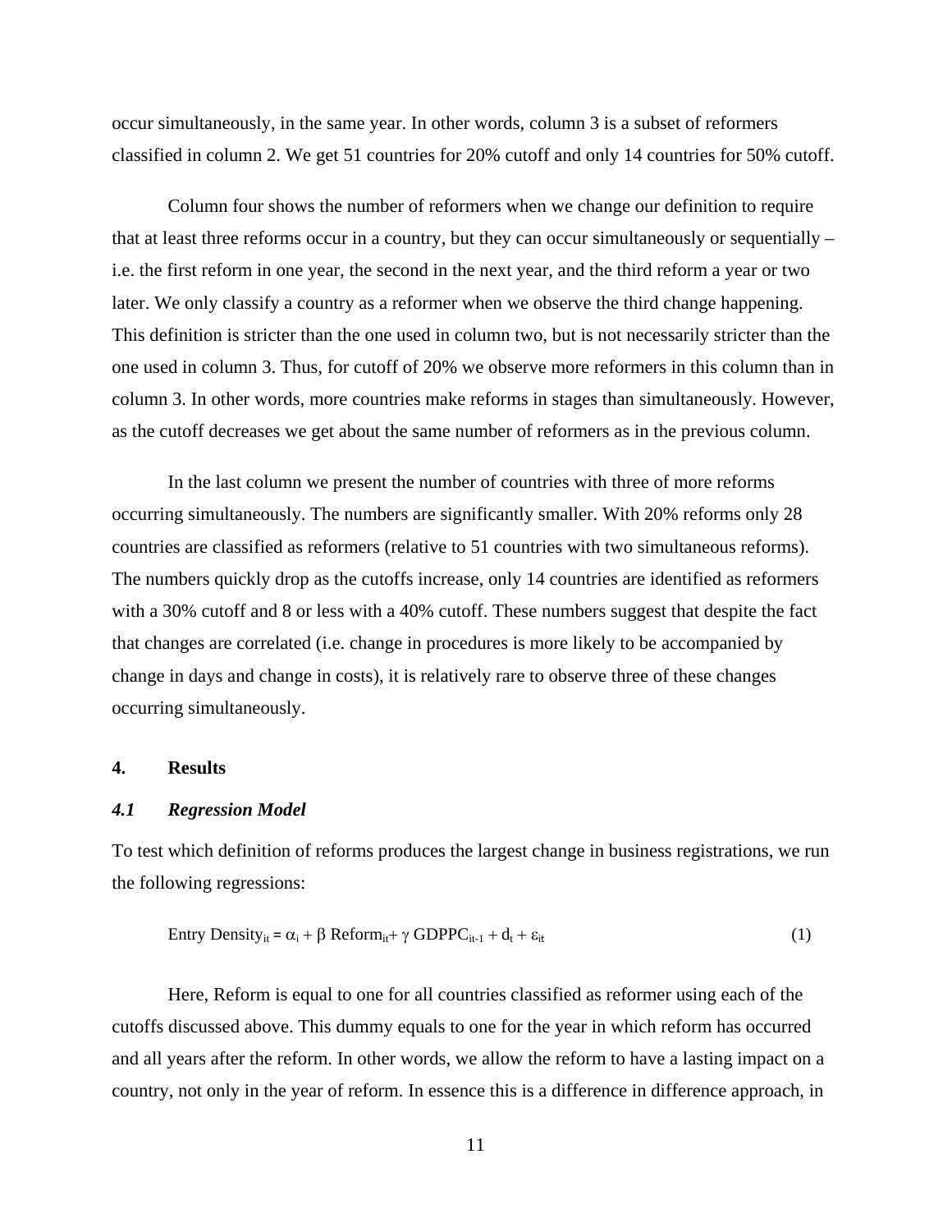occur simultaneously, in the same year. In other words, column 3 is a subset of reformers classified in column 2. We get 51 countries for 20% cutoff and only 14 countries for 50% cutoff.

Column four shows the number of reformers when we change our definition to require that at least three reforms occur in a country, but they can occur simultaneously or sequentially – i.e. the first reform in one year, the second in the next year, and the third reform a year or two later. We only classify a country as a reformer when we observe the third change happening. This definition is stricter than the one used in column two, but is not necessarily stricter than the one used in column 3. Thus, for cutoff of 20% we observe more reformers in this column than in column 3. In other words, more countries make reforms in stages than simultaneously. However, as the cutoff decreases we get about the same number of reformers as in the previous column.

In the last column we present the number of countries with three of more reforms occurring simultaneously. The numbers are significantly smaller. With 20% reforms only 28 countries are classified as reformers (relative to 51 countries with two simultaneous reforms). The numbers quickly drop as the cutoffs increase, only 14 countries are identified as reformers with a 30% cutoff and 8 or less with a 40% cutoff. These numbers suggest that despite the fact that changes are correlated (i.e. change in procedures is more likely to be accompanied by change in days and change in costs), it is relatively rare to observe three of these changes occurring simultaneously.

## 4. Results

### *4.1 Regression Model*

To test which definition of reforms produces the largest change in business registrations, we run the following regressions:

$$\text{Entry Density}_{it} = \alpha_i + \beta \text{ Reform}_{it} + \gamma \text{ GDPPC}_{it-1} + d_t + \varepsilon_{it} \tag{1}$$

Here, Reform is equal to one for all countries classified as reformer using each of the cutoffs discussed above. This dummy equals to one for the year in which reform has occurred and all years after the reform. In other words, we allow the reform to have a lasting impact on a country, not only in the year of reform. In essence this is a difference in difference approach, in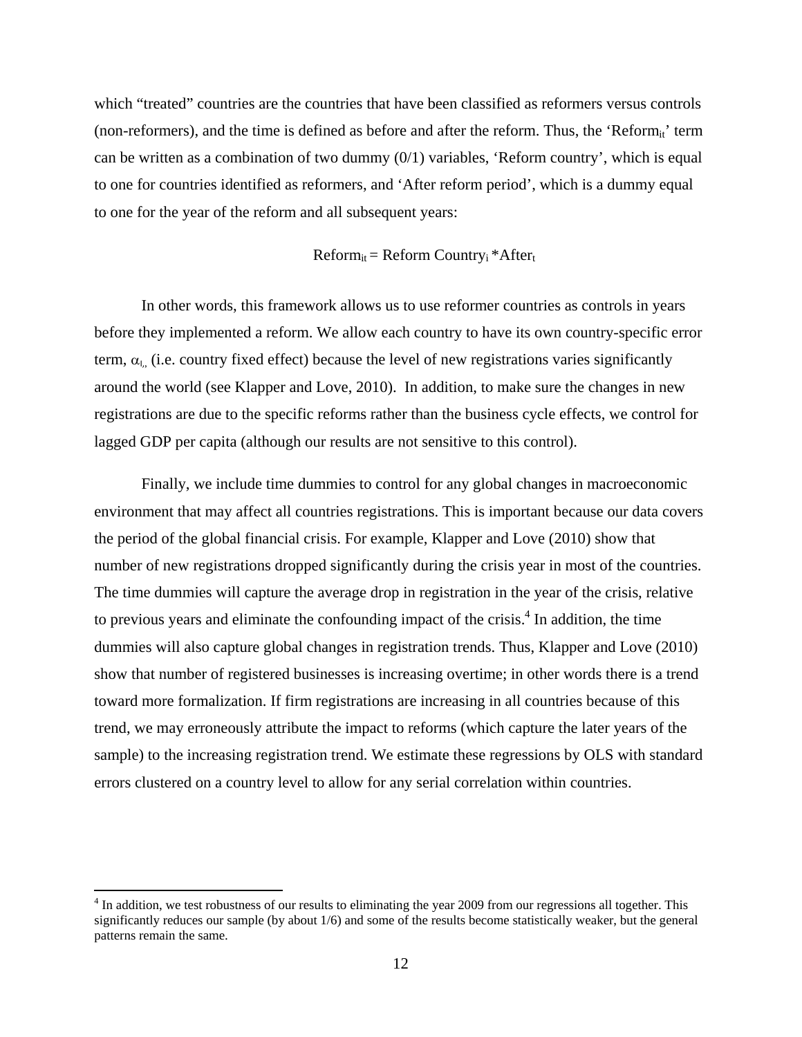which "treated" countries are the countries that have been classified as reformers versus controls (non-reformers), and the time is defined as before and after the reform. Thus, the '$\text{Reform}_{it}$' term can be written as a combination of two dummy (0/1) variables, 'Reform country', which is equal to one for countries identified as reformers, and 'After reform period', which is a dummy equal to one for the year of the reform and all subsequent years:

$$\text{Reform}_{it} = \text{Reform Country}_i * \text{After}_t$$

In other words, this framework allows us to use reformer countries as controls in years before they implemented a reform. We allow each country to have its own country-specific error term, $\alpha_i$, (i.e. country fixed effect) because the level of new registrations varies significantly around the world (see Klapper and Love, 2010). In addition, to make sure the changes in new registrations are due to the specific reforms rather than the business cycle effects, we control for lagged GDP per capita (although our results are not sensitive to this control).

Finally, we include time dummies to control for any global changes in macroeconomic environment that may affect all countries registrations. This is important because our data covers the period of the global financial crisis. For example, Klapper and Love (2010) show that number of new registrations dropped significantly during the crisis year in most of the countries. The time dummies will capture the average drop in registration in the year of the crisis, relative to previous years and eliminate the confounding impact of the crisis.[4] In addition, the time dummies will also capture global changes in registration trends. Thus, Klapper and Love (2010) show that number of registered businesses is increasing overtime; in other words there is a trend toward more formalization. If firm registrations are increasing in all countries because of this trend, we may erroneously attribute the impact to reforms (which capture the later years of the sample) to the increasing registration trend. We estimate these regressions by OLS with standard errors clustered on a country level to allow for any serial correlation within countries.

---

[4] In addition, we test robustness of our results to eliminating the year 2009 from our regressions all together. This significantly reduces our sample (by about 1/6) and some of the results become statistically weaker, but the general patterns remain the same.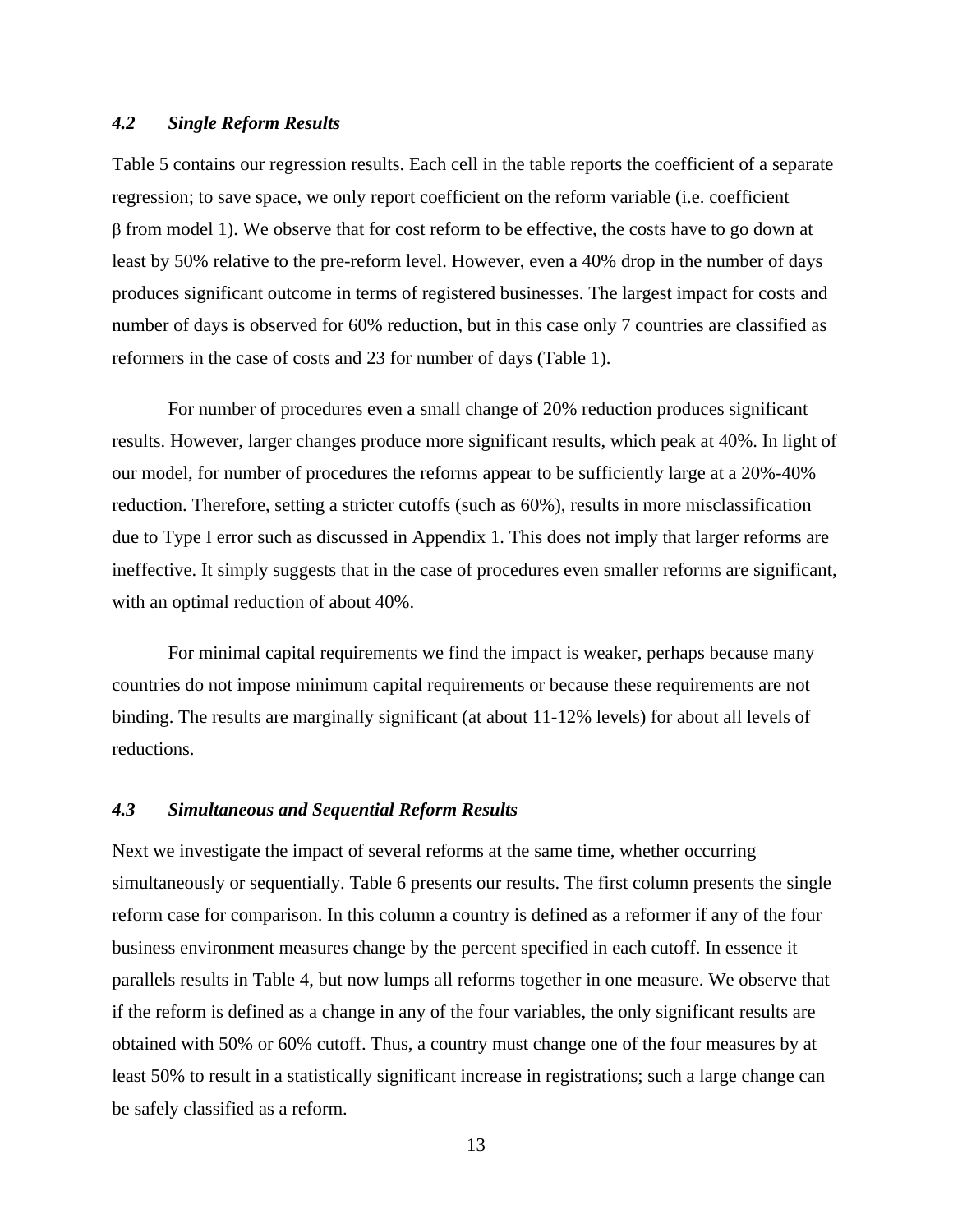### *4.2 Single Reform Results*

Table 5 contains our regression results. Each cell in the table reports the coefficient of a separate regression; to save space, we only report coefficient on the reform variable (i.e. coefficient $\beta$ from model 1). We observe that for cost reform to be effective, the costs have to go down at least by 50% relative to the pre-reform level. However, even a 40% drop in the number of days produces significant outcome in terms of registered businesses. The largest impact for costs and number of days is observed for 60% reduction, but in this case only 7 countries are classified as reformers in the case of costs and 23 for number of days (Table 1).

For number of procedures even a small change of 20% reduction produces significant results. However, larger changes produce more significant results, which peak at 40%. In light of our model, for number of procedures the reforms appear to be sufficiently large at a 20%-40% reduction. Therefore, setting a stricter cutoffs (such as 60%), results in more misclassification due to Type I error such as discussed in Appendix 1. This does not imply that larger reforms are ineffective. It simply suggests that in the case of procedures even smaller reforms are significant, with an optimal reduction of about 40%.

For minimal capital requirements we find the impact is weaker, perhaps because many countries do not impose minimum capital requirements or because these requirements are not binding. The results are marginally significant (at about 11-12% levels) for about all levels of reductions.

### *4.3 Simultaneous and Sequential Reform Results*

Next we investigate the impact of several reforms at the same time, whether occurring simultaneously or sequentially. Table 6 presents our results. The first column presents the single reform case for comparison. In this column a country is defined as a reformer if any of the four business environment measures change by the percent specified in each cutoff. In essence it parallels results in Table 4, but now lumps all reforms together in one measure. We observe that if the reform is defined as a change in any of the four variables, the only significant results are obtained with 50% or 60% cutoff. Thus, a country must change one of the four measures by at least 50% to result in a statistically significant increase in registrations; such a large change can be safely classified as a reform.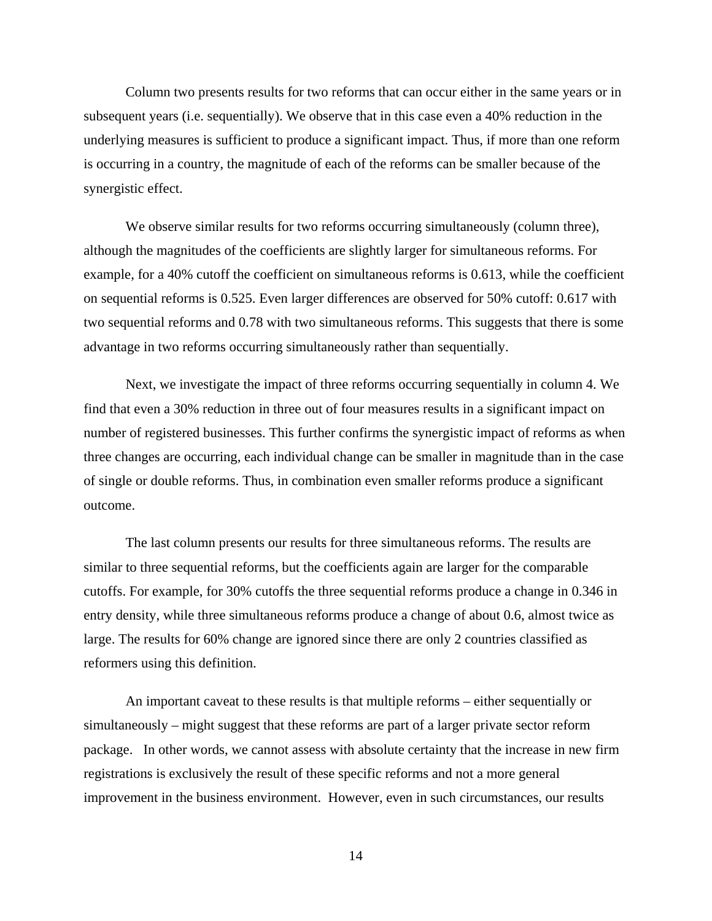Column two presents results for two reforms that can occur either in the same years or in subsequent years (i.e. sequentially). We observe that in this case even a 40% reduction in the underlying measures is sufficient to produce a significant impact. Thus, if more than one reform is occurring in a country, the magnitude of each of the reforms can be smaller because of the synergistic effect.

We observe similar results for two reforms occurring simultaneously (column three), although the magnitudes of the coefficients are slightly larger for simultaneous reforms. For example, for a 40% cutoff the coefficient on simultaneous reforms is 0.613, while the coefficient on sequential reforms is 0.525. Even larger differences are observed for 50% cutoff: 0.617 with two sequential reforms and 0.78 with two simultaneous reforms. This suggests that there is some advantage in two reforms occurring simultaneously rather than sequentially.

Next, we investigate the impact of three reforms occurring sequentially in column 4. We find that even a 30% reduction in three out of four measures results in a significant impact on number of registered businesses. This further confirms the synergistic impact of reforms as when three changes are occurring, each individual change can be smaller in magnitude than in the case of single or double reforms. Thus, in combination even smaller reforms produce a significant outcome.

The last column presents our results for three simultaneous reforms. The results are similar to three sequential reforms, but the coefficients again are larger for the comparable cutoffs. For example, for 30% cutoffs the three sequential reforms produce a change in 0.346 in entry density, while three simultaneous reforms produce a change of about 0.6, almost twice as large. The results for 60% change are ignored since there are only 2 countries classified as reformers using this definition.

An important caveat to these results is that multiple reforms – either sequentially or simultaneously – might suggest that these reforms are part of a larger private sector reform package. In other words, we cannot assess with absolute certainty that the increase in new firm registrations is exclusively the result of these specific reforms and not a more general improvement in the business environment. However, even in such circumstances, our results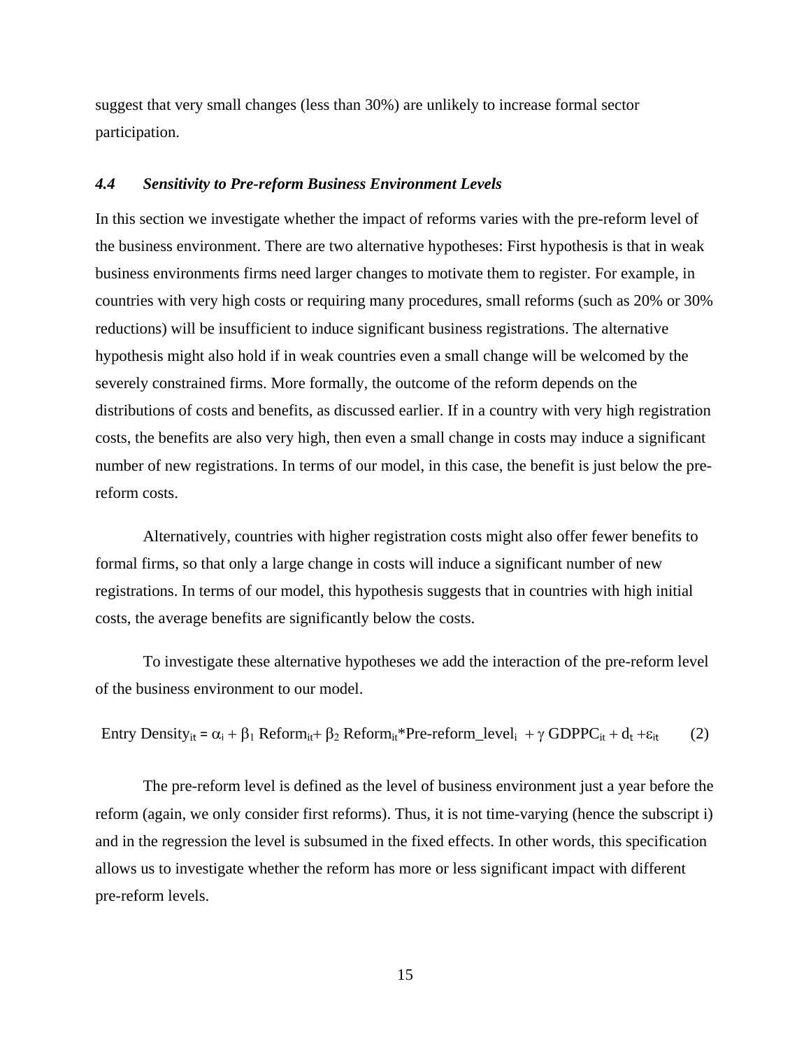suggest that very small changes (less than 30%) are unlikely to increase formal sector participation.

### *4.4 Sensitivity to Pre-reform Business Environment Levels*

In this section we investigate whether the impact of reforms varies with the pre-reform level of the business environment. There are two alternative hypotheses: First hypothesis is that in weak business environments firms need larger changes to motivate them to register. For example, in countries with very high costs or requiring many procedures, small reforms (such as 20% or 30% reductions) will be insufficient to induce significant business registrations. The alternative hypothesis might also hold if in weak countries even a small change will be welcomed by the severely constrained firms. More formally, the outcome of the reform depends on the distributions of costs and benefits, as discussed earlier. If in a country with very high registration costs, the benefits are also very high, then even a small change in costs may induce a significant number of new registrations. In terms of our model, in this case, the benefit is just below the pre-reform costs.

Alternatively, countries with higher registration costs might also offer fewer benefits to formal firms, so that only a large change in costs will induce a significant number of new registrations. In terms of our model, this hypothesis suggests that in countries with high initial costs, the average benefits are significantly below the costs.

To investigate these alternative hypotheses we add the interaction of the pre-reform level of the business environment to our model.

$$\text{Entry Density}_{it} = \alpha_i + \beta_1 \text{ Reform}_{it} + \beta_2 \text{ Reform}_{it}\text{*Pre-reform\_level}_i + \gamma \text{ GDPPC}_{it} + d_t + \varepsilon_{it} \qquad (2)$$

The pre-reform level is defined as the level of business environment just a year before the reform (again, we only consider first reforms). Thus, it is not time-varying (hence the subscript i) and in the regression the level is subsumed in the fixed effects. In other words, this specification allows us to investigate whether the reform has more or less significant impact with different pre-reform levels.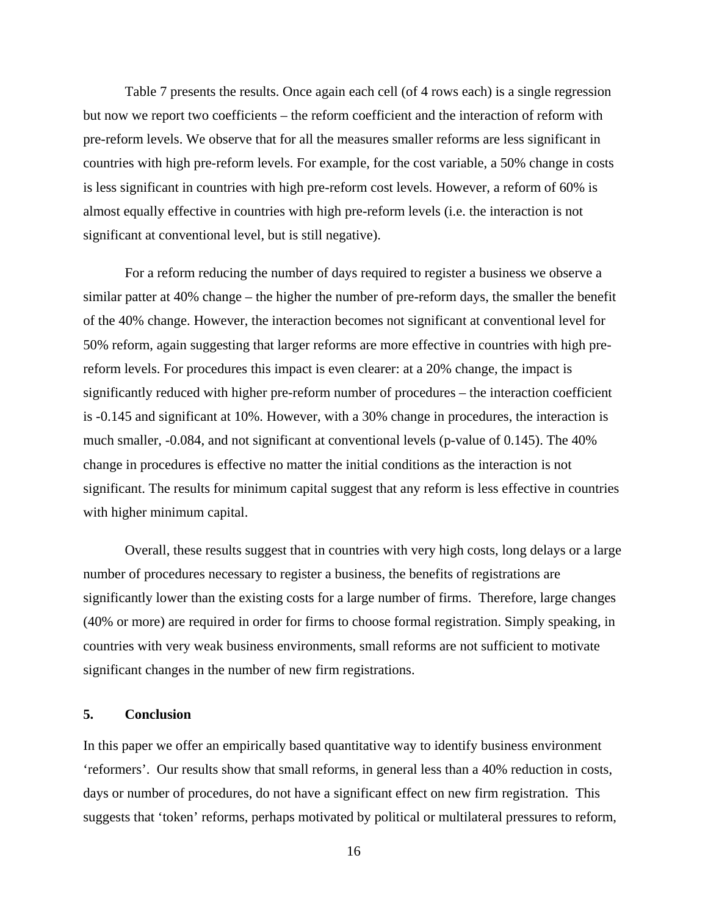Table 7 presents the results. Once again each cell (of 4 rows each) is a single regression but now we report two coefficients – the reform coefficient and the interaction of reform with pre-reform levels. We observe that for all the measures smaller reforms are less significant in countries with high pre-reform levels. For example, for the cost variable, a 50% change in costs is less significant in countries with high pre-reform cost levels. However, a reform of 60% is almost equally effective in countries with high pre-reform levels (i.e. the interaction is not significant at conventional level, but is still negative).

For a reform reducing the number of days required to register a business we observe a similar patter at 40% change – the higher the number of pre-reform days, the smaller the benefit of the 40% change. However, the interaction becomes not significant at conventional level for 50% reform, again suggesting that larger reforms are more effective in countries with high pre-reform levels. For procedures this impact is even clearer: at a 20% change, the impact is significantly reduced with higher pre-reform number of procedures – the interaction coefficient is -0.145 and significant at 10%. However, with a 30% change in procedures, the interaction is much smaller, -0.084, and not significant at conventional levels (p-value of 0.145). The 40% change in procedures is effective no matter the initial conditions as the interaction is not significant. The results for minimum capital suggest that any reform is less effective in countries with higher minimum capital.

Overall, these results suggest that in countries with very high costs, long delays or a large number of procedures necessary to register a business, the benefits of registrations are significantly lower than the existing costs for a large number of firms. Therefore, large changes (40% or more) are required in order for firms to choose formal registration. Simply speaking, in countries with very weak business environments, small reforms are not sufficient to motivate significant changes in the number of new firm registrations.

## 5. Conclusion

In this paper we offer an empirically based quantitative way to identify business environment 'reformers'. Our results show that small reforms, in general less than a 40% reduction in costs, days or number of procedures, do not have a significant effect on new firm registration. This suggests that 'token' reforms, perhaps motivated by political or multilateral pressures to reform,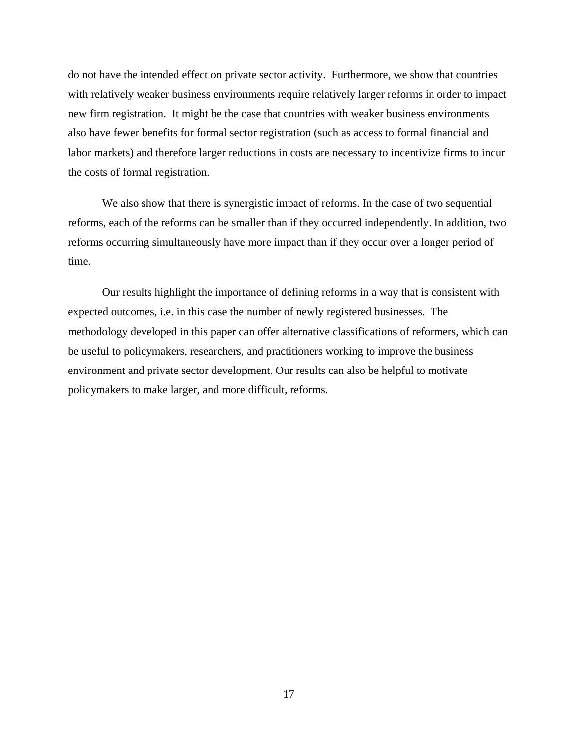do not have the intended effect on private sector activity. Furthermore, we show that countries with relatively weaker business environments require relatively larger reforms in order to impact new firm registration. It might be the case that countries with weaker business environments also have fewer benefits for formal sector registration (such as access to formal financial and labor markets) and therefore larger reductions in costs are necessary to incentivize firms to incur the costs of formal registration.

We also show that there is synergistic impact of reforms. In the case of two sequential reforms, each of the reforms can be smaller than if they occurred independently. In addition, two reforms occurring simultaneously have more impact than if they occur over a longer period of time.

Our results highlight the importance of defining reforms in a way that is consistent with expected outcomes, i.e. in this case the number of newly registered businesses. The methodology developed in this paper can offer alternative classifications of reformers, which can be useful to policymakers, researchers, and practitioners working to improve the business environment and private sector development. Our results can also be helpful to motivate policymakers to make larger, and more difficult, reforms.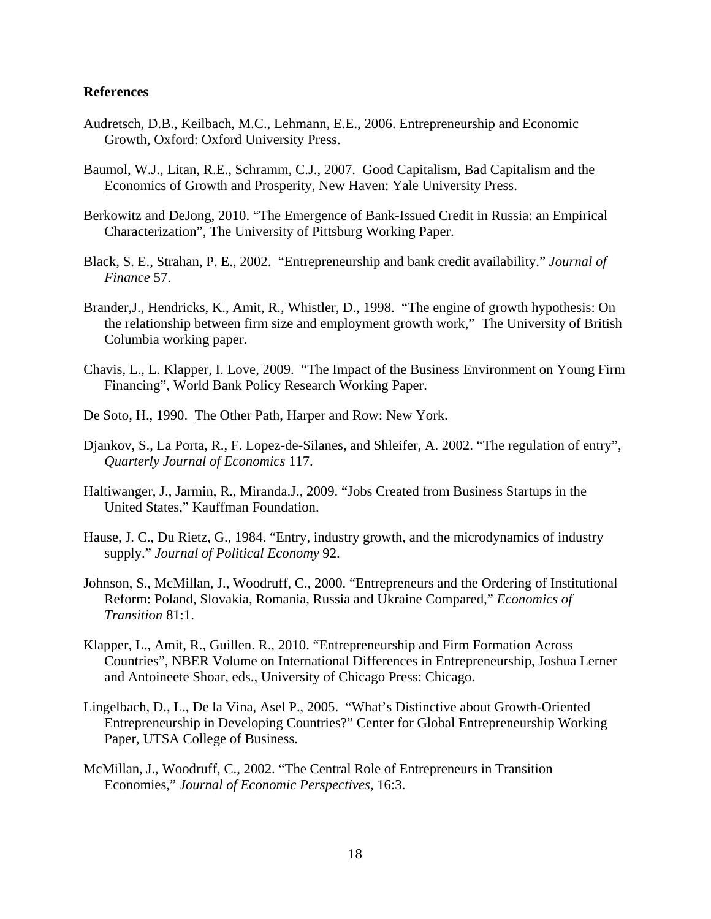**References**

Audretsch, D.B., Keilbach, M.C., Lehmann, E.E., 2006. Entrepreneurship and Economic Growth, Oxford: Oxford University Press.

Baumol, W.J., Litan, R.E., Schramm, C.J., 2007. Good Capitalism, Bad Capitalism and the Economics of Growth and Prosperity, New Haven: Yale University Press.

Berkowitz and DeJong, 2010. "The Emergence of Bank-Issued Credit in Russia: an Empirical Characterization", The University of Pittsburg Working Paper.

Black, S. E., Strahan, P. E., 2002. "Entrepreneurship and bank credit availability." *Journal of Finance* 57.

Brander,J., Hendricks, K., Amit, R., Whistler, D., 1998. "The engine of growth hypothesis: On the relationship between firm size and employment growth work," The University of British Columbia working paper.

Chavis, L., L. Klapper, I. Love, 2009. "The Impact of the Business Environment on Young Firm Financing", World Bank Policy Research Working Paper.

De Soto, H., 1990. The Other Path, Harper and Row: New York.

Djankov, S., La Porta, R., F. Lopez-de-Silanes, and Shleifer, A. 2002. "The regulation of entry", *Quarterly Journal of Economics* 117.

Haltiwanger, J., Jarmin, R., Miranda.J., 2009. "Jobs Created from Business Startups in the United States," Kauffman Foundation.

Hause, J. C., Du Rietz, G., 1984. "Entry, industry growth, and the microdynamics of industry supply." *Journal of Political Economy* 92.

Johnson, S., McMillan, J., Woodruff, C., 2000. "Entrepreneurs and the Ordering of Institutional Reform: Poland, Slovakia, Romania, Russia and Ukraine Compared," *Economics of Transition* 81:1.

Klapper, L., Amit, R., Guillen. R., 2010. "Entrepreneurship and Firm Formation Across Countries", NBER Volume on International Differences in Entrepreneurship, Joshua Lerner and Antoineete Shoar, eds., University of Chicago Press: Chicago.

Lingelbach, D., L., De la Vina, Asel P., 2005. "What's Distinctive about Growth-Oriented Entrepreneurship in Developing Countries?" Center for Global Entrepreneurship Working Paper, UTSA College of Business.

McMillan, J., Woodruff, C., 2002. "The Central Role of Entrepreneurs in Transition Economies," *Journal of Economic Perspectives*, 16:3.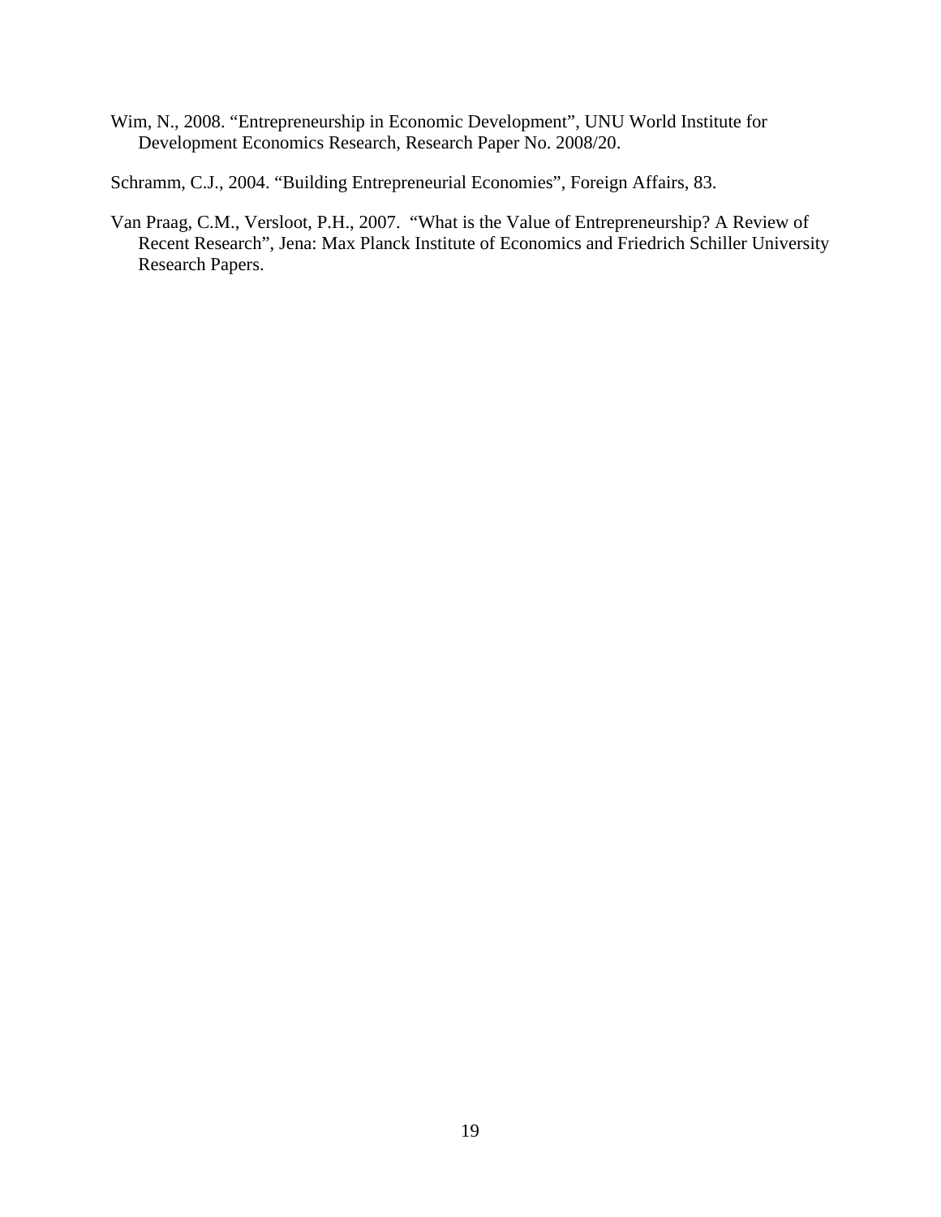Wim, N., 2008. “Entrepreneurship in Economic Development”, UNU World Institute for Development Economics Research, Research Paper No. 2008/20.

Schramm, C.J., 2004. “Building Entrepreneurial Economies”, Foreign Affairs, 83.

Van Praag, C.M., Versloot, P.H., 2007. “What is the Value of Entrepreneurship? A Review of Recent Research”, Jena: Max Planck Institute of Economics and Friedrich Schiller University Research Papers.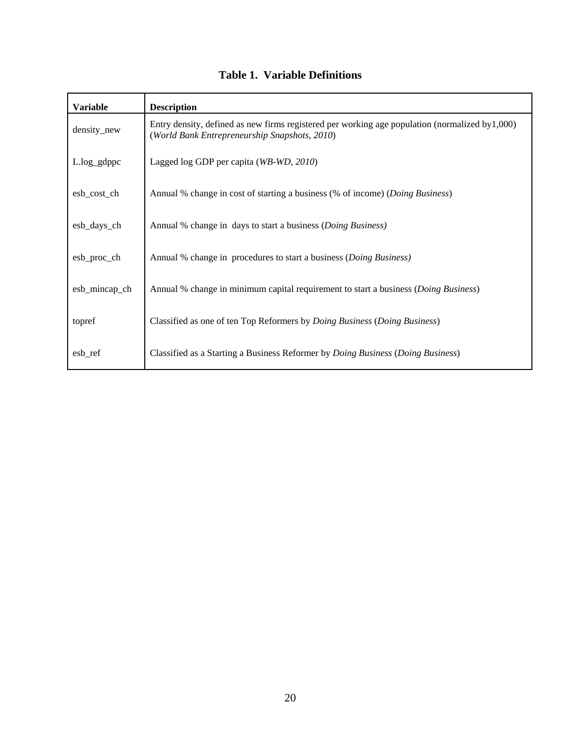**Table 1. Variable Definitions**

| Variable | Description |
|---|---|
| density_new | Entry density, defined as new firms registered per working age population (normalized by1,000) (*World Bank Entrepreneurship Snapshots, 2010*) |
| L.log_gdppc | Lagged log GDP per capita (*WB-WD, 2010*) |
| esb_cost_ch | Annual % change in cost of starting a business (% of income) (*Doing Business*) |
| esb_days_ch | Annual % change in days to start a business (*Doing Business)* |
| esb_proc_ch | Annual % change in procedures to start a business (*Doing Business)* |
| esb_mincap_ch | Annual % change in minimum capital requirement to start a business (*Doing Business*) |
| topref | Classified as one of ten Top Reformers by *Doing Business* (*Doing Business*) |
| esb_ref | Classified as a Starting a Business Reformer by *Doing Business* (*Doing Business*) |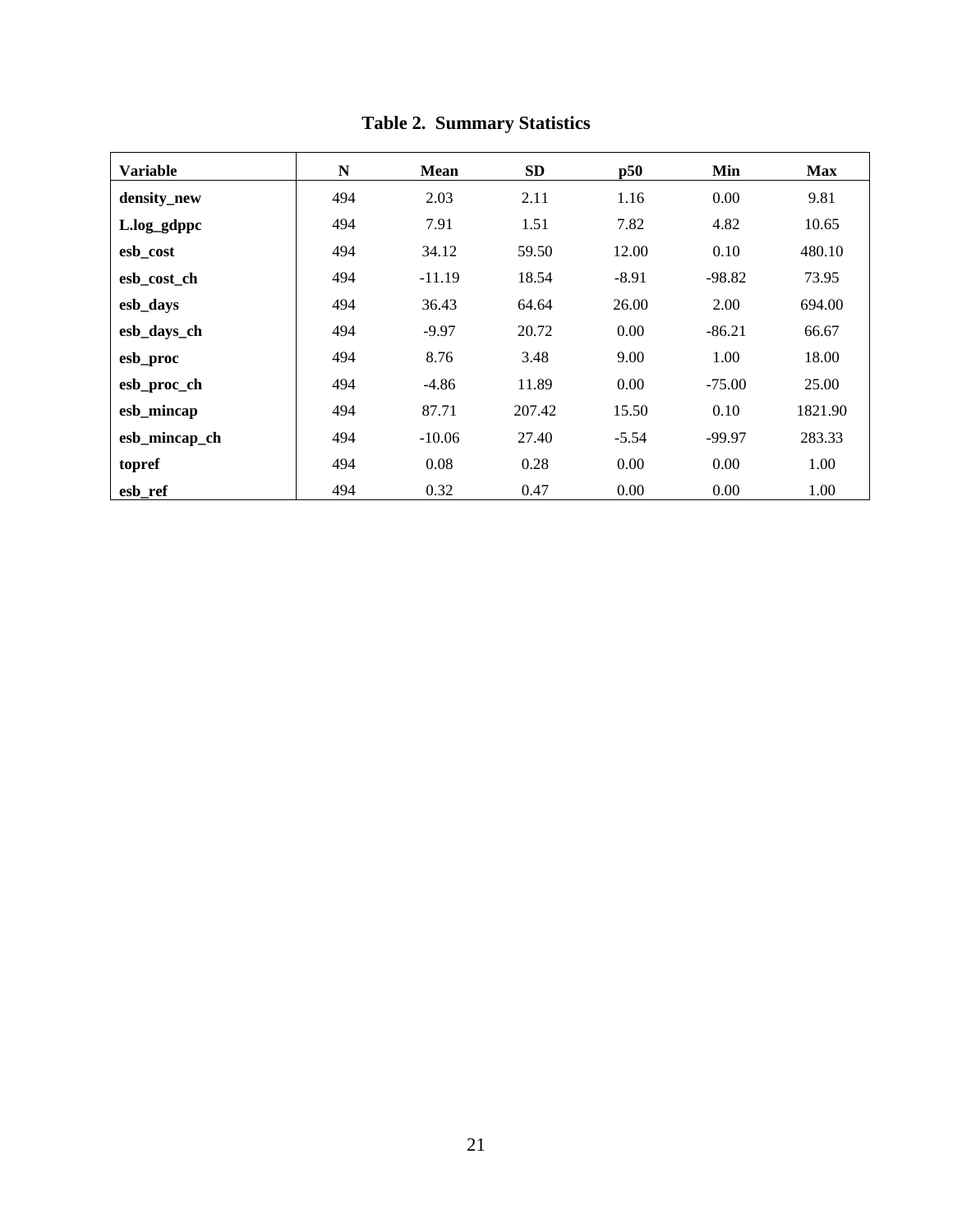**Table 2. Summary Statistics**

| Variable | N | Mean | SD | p50 | Min | Max |
|---|---|---|---|---|---|---|
| **density_new** | 494 | 2.03 | 2.11 | 1.16 | 0.00 | 9.81 |
| **L.log_gdppc** | 494 | 7.91 | 1.51 | 7.82 | 4.82 | 10.65 |
| **esb_cost** | 494 | 34.12 | 59.50 | 12.00 | 0.10 | 480.10 |
| **esb_cost_ch** | 494 | -11.19 | 18.54 | -8.91 | -98.82 | 73.95 |
| **esb_days** | 494 | 36.43 | 64.64 | 26.00 | 2.00 | 694.00 |
| **esb_days_ch** | 494 | -9.97 | 20.72 | 0.00 | -86.21 | 66.67 |
| **esb_proc** | 494 | 8.76 | 3.48 | 9.00 | 1.00 | 18.00 |
| **esb_proc_ch** | 494 | -4.86 | 11.89 | 0.00 | -75.00 | 25.00 |
| **esb_mincap** | 494 | 87.71 | 207.42 | 15.50 | 0.10 | 1821.90 |
| **esb_mincap_ch** | 494 | -10.06 | 27.40 | -5.54 | -99.97 | 283.33 |
| **topref** | 494 | 0.08 | 0.28 | 0.00 | 0.00 | 1.00 |
| **esb_ref** | 494 | 0.32 | 0.47 | 0.00 | 0.00 | 1.00 |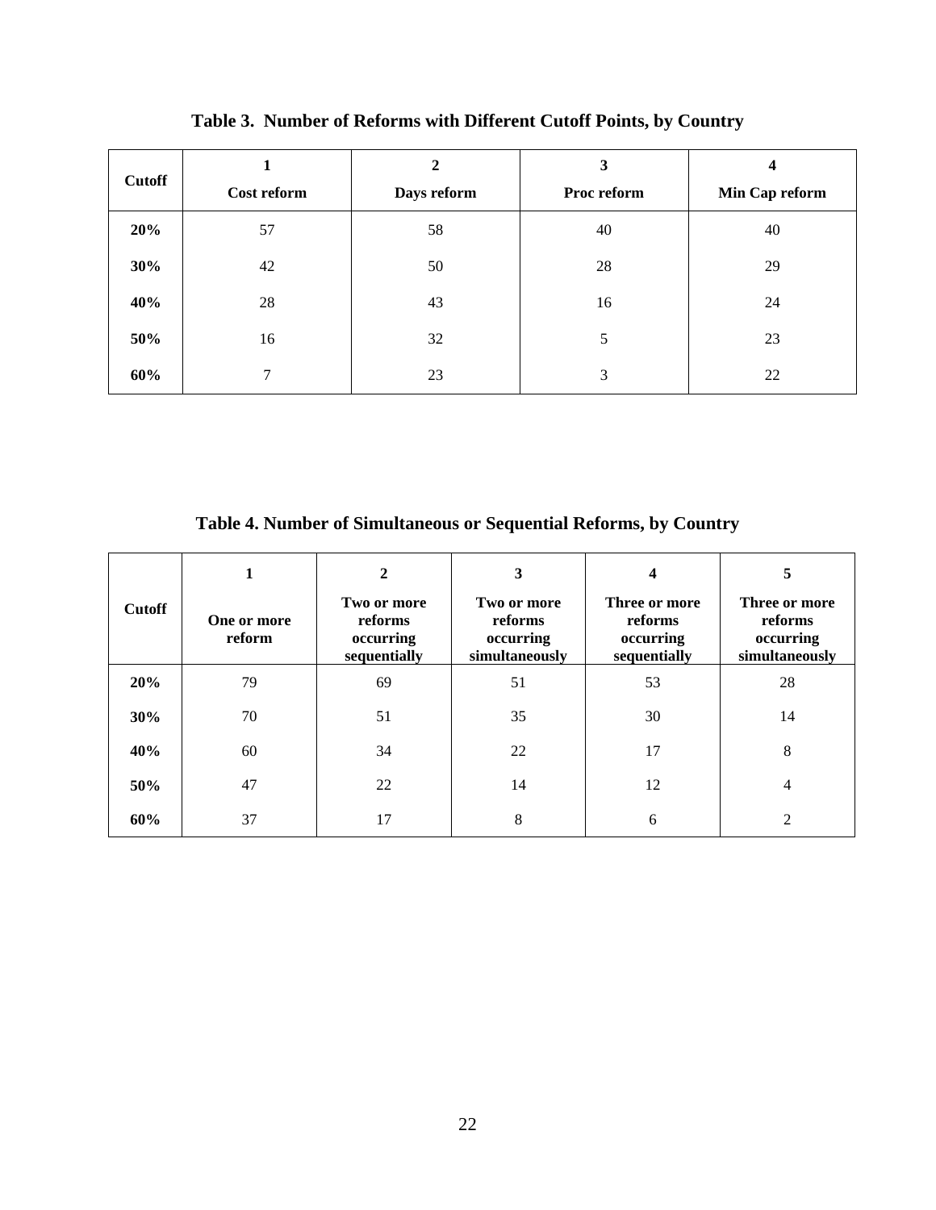**Table 3. Number of Reforms with Different Cutoff Points, by Country**

| Cutoff | 1<br>Cost reform | 2<br>Days reform | 3<br>Proc reform | 4<br>Min Cap reform |
|---|---|---|---|---|
| **20%** | 57 | 58 | 40 | 40 |
| **30%** | 42 | 50 | 28 | 29 |
| **40%** | 28 | 43 | 16 | 24 |
| **50%** | 16 | 32 | 5 | 23 |
| **60%** | 7 | 23 | 3 | 22 |

**Table 4. Number of Simultaneous or Sequential Reforms, by Country**

| Cutoff | 1<br>One or more reform | 2<br>Two or more reforms occurring sequentially | 3<br>Two or more reforms occurring simultaneously | 4<br>Three or more reforms occurring sequentially | 5<br>Three or more reforms occurring simultaneously |
|---|---|---|---|---|---|
| **20%** | 79 | 69 | 51 | 53 | 28 |
| **30%** | 70 | 51 | 35 | 30 | 14 |
| **40%** | 60 | 34 | 22 | 17 | 8 |
| **50%** | 47 | 22 | 14 | 12 | 4 |
| **60%** | 37 | 17 | 8 | 6 | 2 |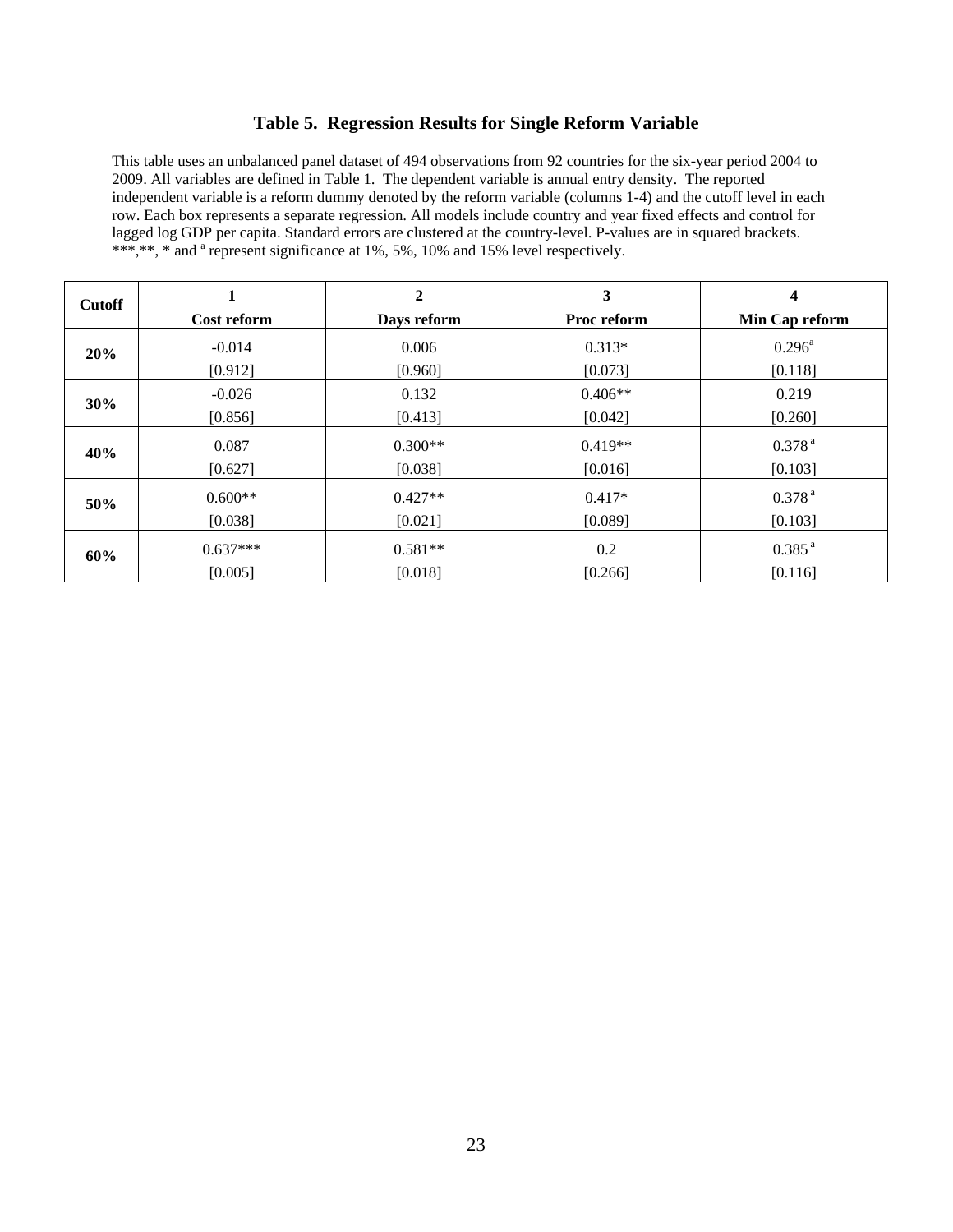### Table 5. Regression Results for Single Reform Variable

This table uses an unbalanced panel dataset of 494 observations from 92 countries for the six-year period 2004 to 2009. All variables are defined in Table 1. The dependent variable is annual entry density. The reported independent variable is a reform dummy denoted by the reform variable (columns 1-4) and the cutoff level in each row. Each box represents a separate regression. All models include country and year fixed effects and control for lagged log GDP per capita. Standard errors are clustered at the country-level. P-values are in squared brackets. ***,**, * and [a] represent significance at 1%, 5%, 10% and 15% level respectively.

| Cutoff | 1<br>Cost reform | 2<br>Days reform | 3<br>Proc reform | 4<br>Min Cap reform |
|---|---|---|---|---|
| **20%** | -0.014<br>[0.912] | 0.006<br>[0.960] | 0.313*<br>[0.073] | 0.296[a]<br>[0.118] |
| **30%** | -0.026<br>[0.856] | 0.132<br>[0.413] | 0.406**<br>[0.042] | 0.219<br>[0.260] |
| **40%** | 0.087<br>[0.627] | 0.300**<br>[0.038] | 0.419**<br>[0.016] | 0.378[a]<br>[0.103] |
| **50%** | 0.600**<br>[0.038] | 0.427**<br>[0.021] | 0.417*<br>[0.089] | 0.378[a]<br>[0.103] |
| **60%** | 0.637***<br>[0.005] | 0.581**<br>[0.018] | 0.2<br>[0.266] | 0.385[a]<br>[0.116] |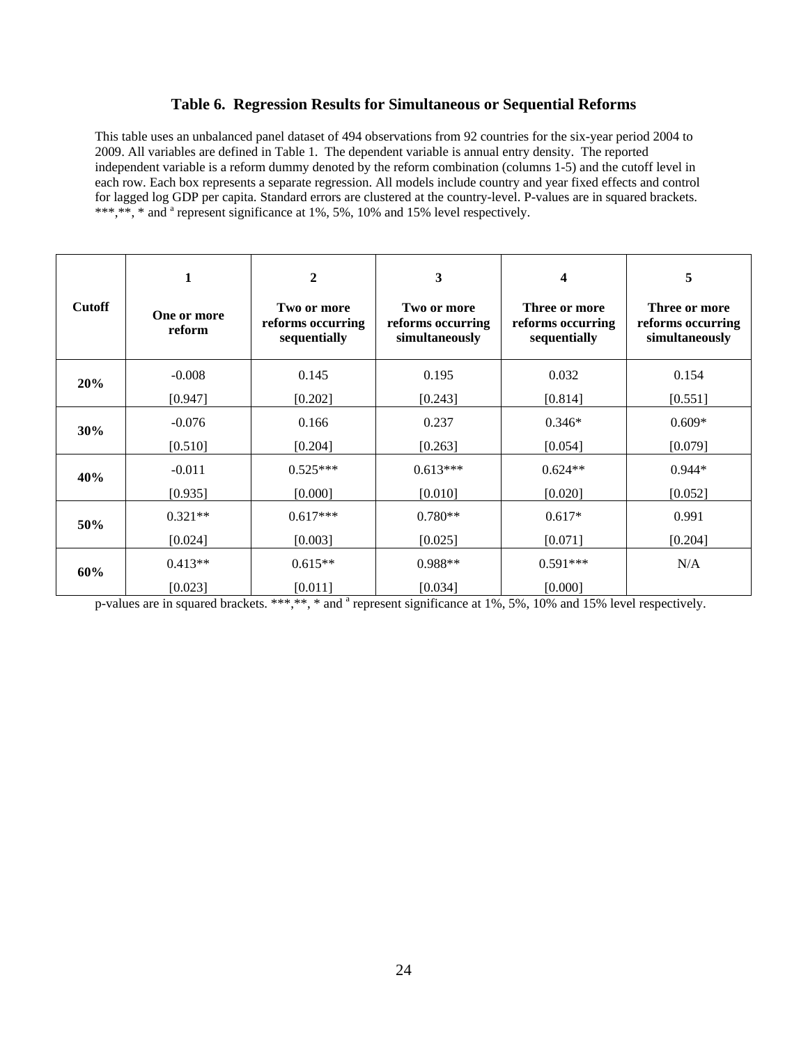### Table 6. Regression Results for Simultaneous or Sequential Reforms

This table uses an unbalanced panel dataset of 494 observations from 92 countries for the six-year period 2004 to 2009. All variables are defined in Table 1. The dependent variable is annual entry density. The reported independent variable is a reform dummy denoted by the reform combination (columns 1-5) and the cutoff level in each row. Each box represents a separate regression. All models include country and year fixed effects and control for lagged log GDP per capita. Standard errors are clustered at the country-level. P-values are in squared brackets. ***,**, * and [a] represent significance at 1%, 5%, 10% and 15% level respectively.

| Cutoff | 1<br>One or more reform | 2<br>Two or more reforms occurring sequentially | 3<br>Two or more reforms occurring simultaneously | 4<br>Three or more reforms occurring sequentially | 5<br>Three or more reforms occurring simultaneously |
|---|---|---|---|---|---|
| 20% | -0.008<br>[0.947] | 0.145<br>[0.202] | 0.195<br>[0.243] | 0.032<br>[0.814] | 0.154<br>[0.551] |
| 30% | -0.076<br>[0.510] | 0.166<br>[0.204] | 0.237<br>[0.263] | 0.346*<br>[0.054] | 0.609*<br>[0.079] |
| 40% | -0.011<br>[0.935] | 0.525***<br>[0.000] | 0.613***<br>[0.010] | 0.624**<br>[0.020] | 0.944*<br>[0.052] |
| 50% | 0.321**<br>[0.024] | 0.617***<br>[0.003] | 0.780**<br>[0.025] | 0.617*<br>[0.071] | 0.991<br>[0.204] |
| 60% | 0.413**<br>[0.023] | 0.615**<br>[0.011] | 0.988**<br>[0.034] | 0.591***<br>[0.000] | N/A |

p-values are in squared brackets. ***,**, * and [a] represent significance at 1%, 5%, 10% and 15% level respectively.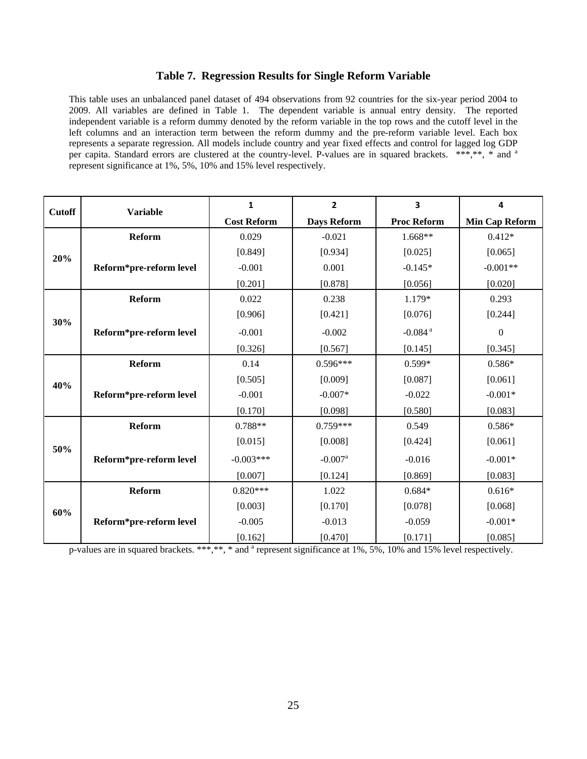### Table 7. Regression Results for Single Reform Variable

This table uses an unbalanced panel dataset of 494 observations from 92 countries for the six-year period 2004 to 2009. All variables are defined in Table 1. The dependent variable is annual entry density. The reported independent variable is a reform dummy denoted by the reform variable in the top rows and the cutoff level in the left columns and an interaction term between the reform dummy and the pre-reform variable level. Each box represents a separate regression. All models include country and year fixed effects and control for lagged log GDP per capita. Standard errors are clustered at the country-level. P-values are in squared brackets. ***,**, * and [a] represent significance at 1%, 5%, 10% and 15% level respectively.

| Cutoff | Variable | 1 | 2 | 3 | 4 |
|---|---|---|---|---|---|
| | | **Cost Reform** | **Days Reform** | **Proc Reform** | **Min Cap Reform** |
| **20%** | **Reform** | 0.029 | -0.021 | 1.668** | 0.412* |
| | | [0.849] | [0.934] | [0.025] | [0.065] |
| | **Reform*pre-reform level** | -0.001 | 0.001 | -0.145* | -0.001** |
| | | [0.201] | [0.878] | [0.056] | [0.020] |
| **30%** | **Reform** | 0.022 | 0.238 | 1.179* | 0.293 |
| | | [0.906] | [0.421] | [0.076] | [0.244] |
| | **Reform*pre-reform level** | -0.001 | -0.002 | -0.084[a] | 0 |
| | | [0.326] | [0.567] | [0.145] | [0.345] |
| **40%** | **Reform** | 0.14 | 0.596*** | 0.599* | 0.586* |
| | | [0.505] | [0.009] | [0.087] | [0.061] |
| | **Reform*pre-reform level** | -0.001 | -0.007* | -0.022 | -0.001* |
| | | [0.170] | [0.098] | [0.580] | [0.083] |
| **50%** | **Reform** | 0.788** | 0.759*** | 0.549 | 0.586* |
| | | [0.015] | [0.008] | [0.424] | [0.061] |
| | **Reform*pre-reform level** | -0.003*** | -0.007[a] | -0.016 | -0.001* |
| | | [0.007] | [0.124] | [0.869] | [0.083] |
| **60%** | **Reform** | 0.820*** | 1.022 | 0.684* | 0.616* |
| | | [0.003] | [0.170] | [0.078] | [0.068] |
| | **Reform*pre-reform level** | -0.005 | -0.013 | -0.059 | -0.001* |
| | | [0.162] | [0.470] | [0.171] | [0.085] |

p-values are in squared brackets. ***,**, * and [a] represent significance at 1%, 5%, 10% and 15% level respectively.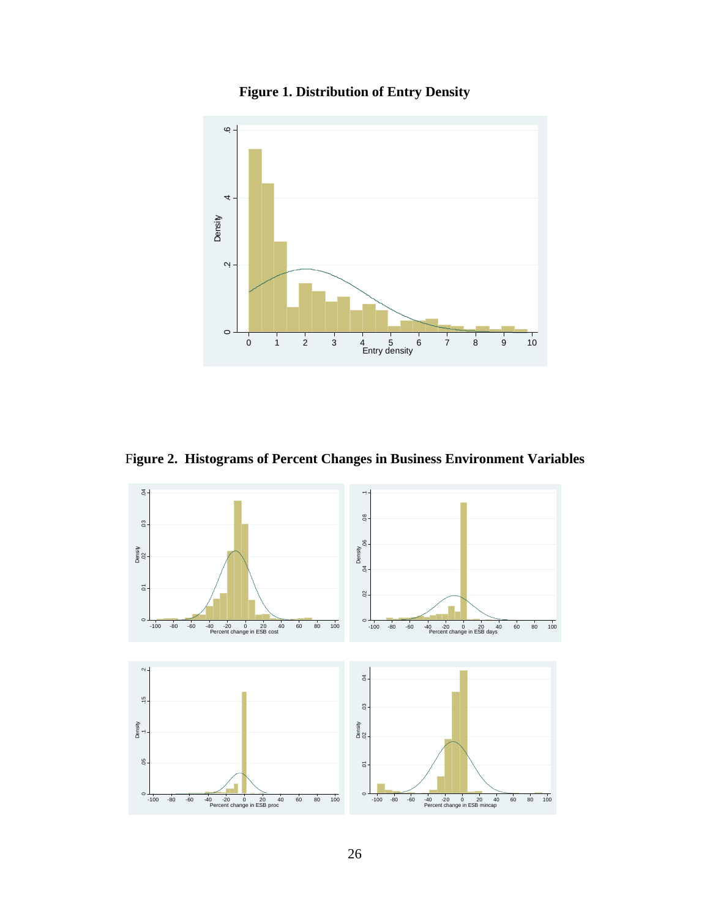**Figure 1. Distribution of Entry Density**

**Figure 2. Histograms of Percent Changes in Business Environment Variables**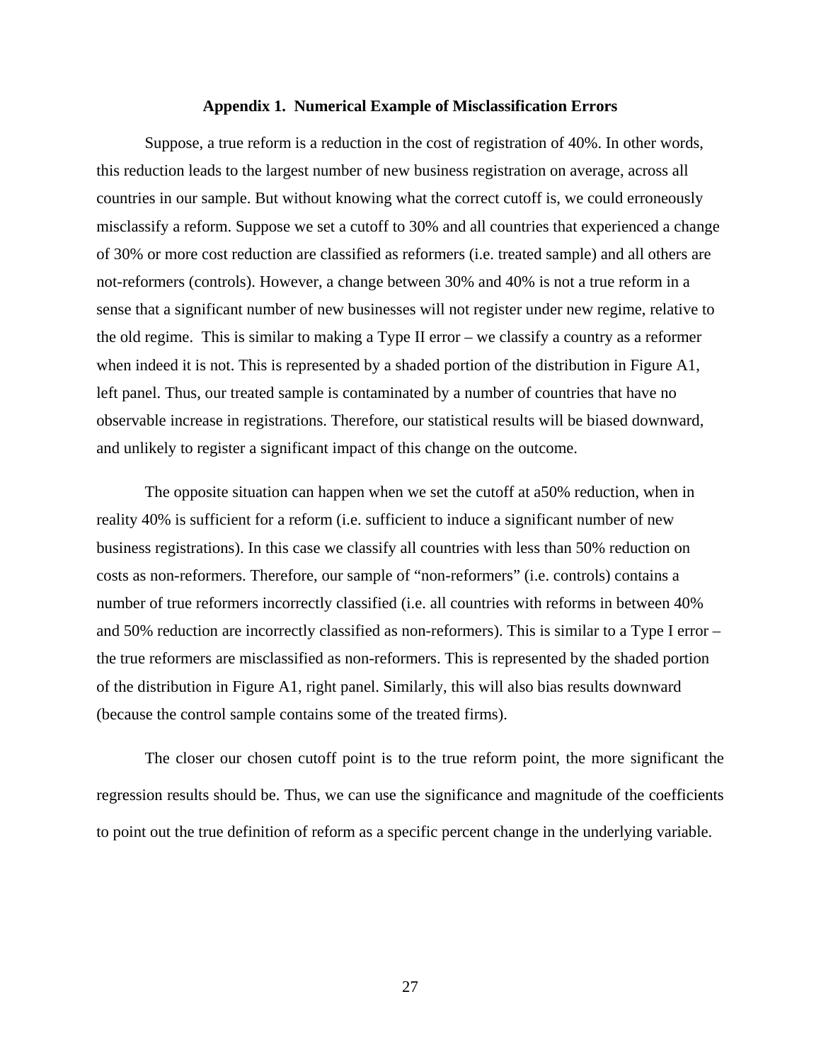## Appendix 1. Numerical Example of Misclassification Errors

Suppose, a true reform is a reduction in the cost of registration of 40%. In other words, this reduction leads to the largest number of new business registration on average, across all countries in our sample. But without knowing what the correct cutoff is, we could erroneously misclassify a reform. Suppose we set a cutoff to 30% and all countries that experienced a change of 30% or more cost reduction are classified as reformers (i.e. treated sample) and all others are not-reformers (controls). However, a change between 30% and 40% is not a true reform in a sense that a significant number of new businesses will not register under new regime, relative to the old regime. This is similar to making a Type II error – we classify a country as a reformer when indeed it is not. This is represented by a shaded portion of the distribution in Figure A1, left panel. Thus, our treated sample is contaminated by a number of countries that have no observable increase in registrations. Therefore, our statistical results will be biased downward, and unlikely to register a significant impact of this change on the outcome.

The opposite situation can happen when we set the cutoff at a50% reduction, when in reality 40% is sufficient for a reform (i.e. sufficient to induce a significant number of new business registrations). In this case we classify all countries with less than 50% reduction on costs as non-reformers. Therefore, our sample of "non-reformers" (i.e. controls) contains a number of true reformers incorrectly classified (i.e. all countries with reforms in between 40% and 50% reduction are incorrectly classified as non-reformers). This is similar to a Type I error – the true reformers are misclassified as non-reformers. This is represented by the shaded portion of the distribution in Figure A1, right panel. Similarly, this will also bias results downward (because the control sample contains some of the treated firms).

The closer our chosen cutoff point is to the true reform point, the more significant the regression results should be. Thus, we can use the significance and magnitude of the coefficients to point out the true definition of reform as a specific percent change in the underlying variable.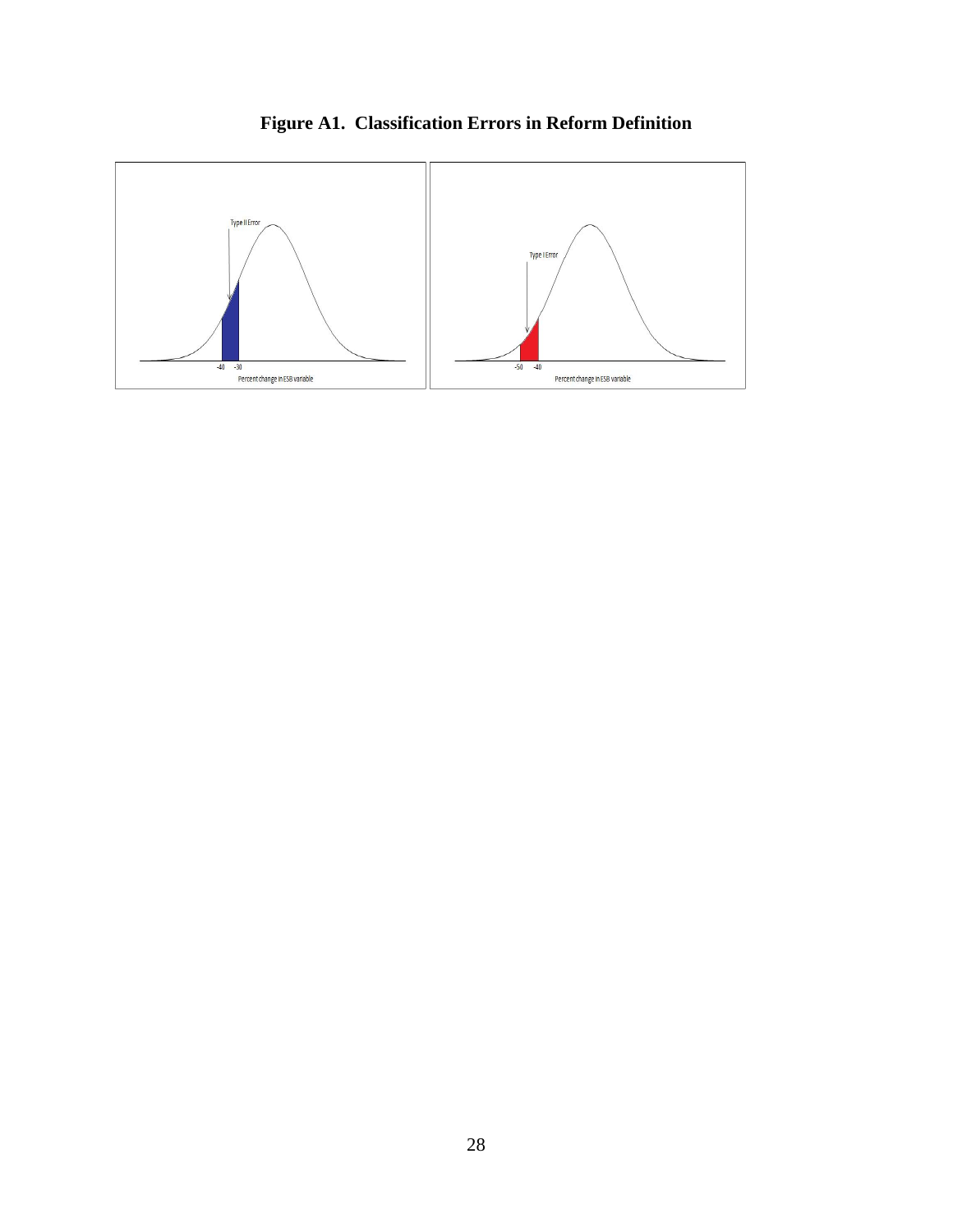**Figure A1. Classification Errors in Reform Definition**

Type II Error

-40 -30

Percent change in ESB variable

Type I Error

-50 -40

Percent change in ESB variable